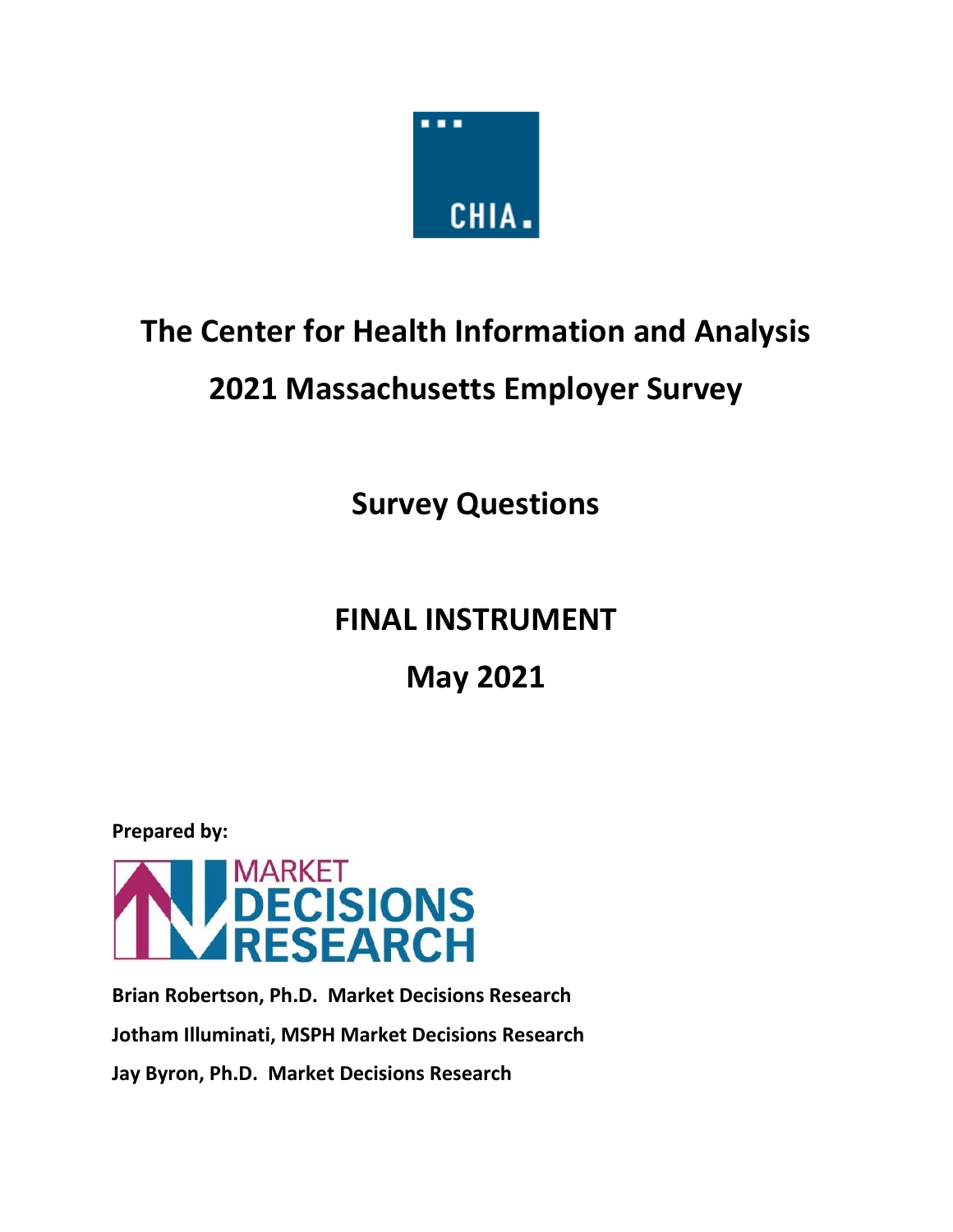CHIA.

# The Center for Health Information and Analysis

# 2021 Massachusetts Employer Survey

## Survey Questions

## FINAL INSTRUMENT

## May 2021

**Prepared by:**

MARKET DECISIONS RESEARCH

**Brian Robertson, Ph.D. Market Decisions Research**

**Jotham Illuminati, MSPH Market Decisions Research**

**Jay Byron, Ph.D. Market Decisions Research**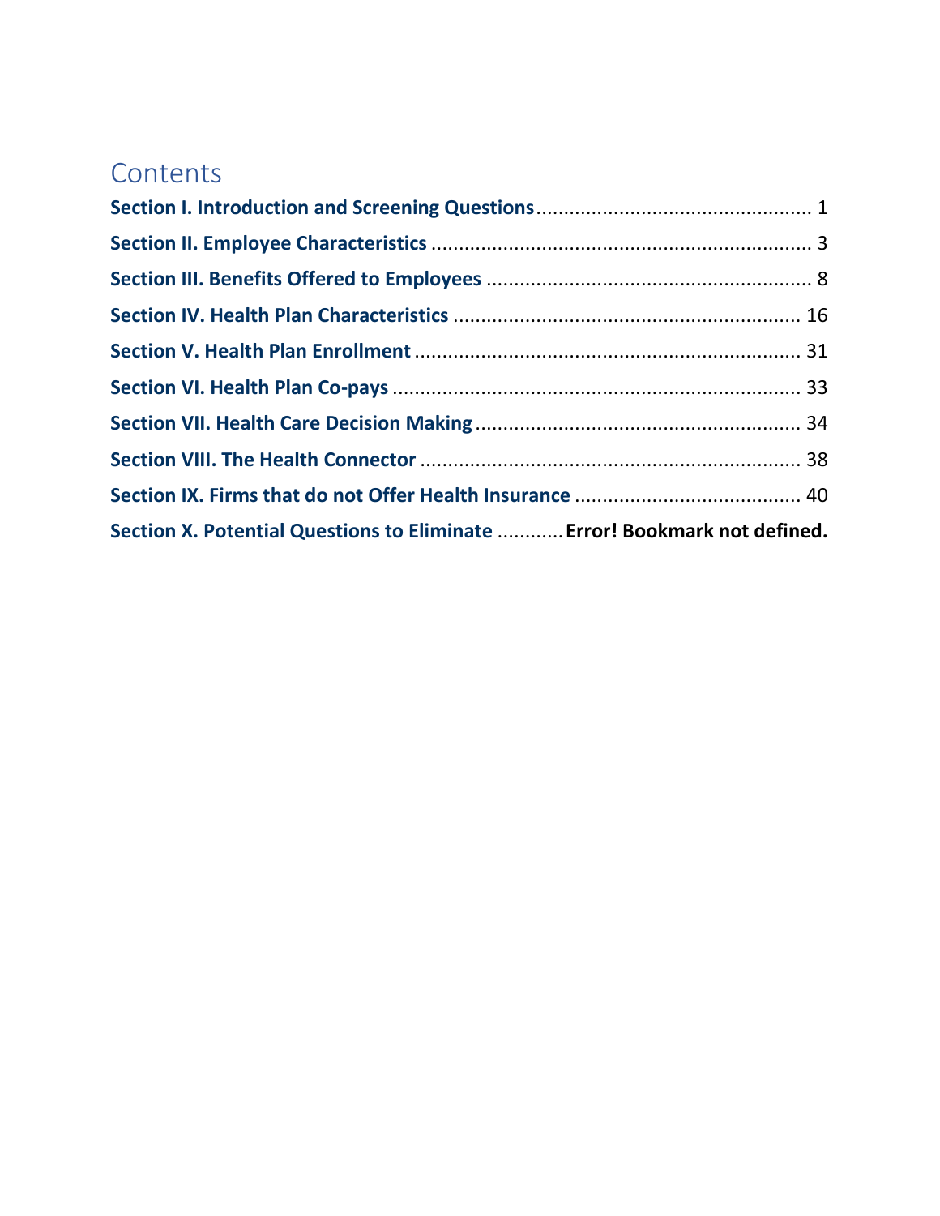# Contents

**Section I. Introduction and Screening Questions** .................................................. 1

**Section II. Employee Characteristics** .................................................................... 3

**Section III. Benefits Offered to Employees** ........................................................... 8

**Section IV. Health Plan Characteristics** ............................................................... 16

**Section V. Health Plan Enrollment** ...................................................................... 31

**Section VI. Health Plan Co-pays** ......................................................................... 33

**Section VII. Health Care Decision Making** ........................................................... 34

**Section VIII. The Health Connector** ..................................................................... 38

**Section IX. Firms that do not Offer Health Insurance** ......................................... 40

**Section X. Potential Questions to Eliminate** ............ **Error! Bookmark not defined.**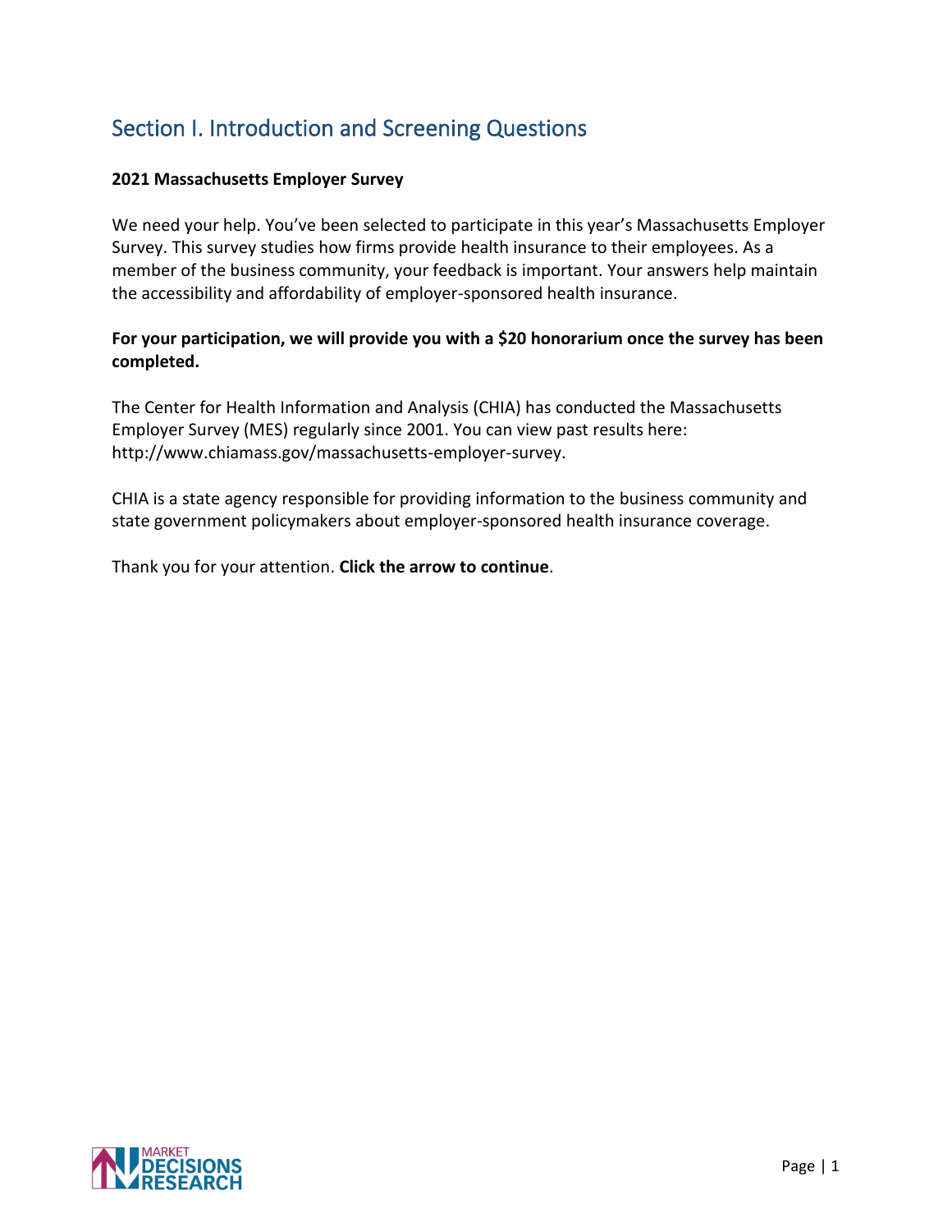# Section I. Introduction and Screening Questions

**2021 Massachusetts Employer Survey**

We need your help. You've been selected to participate in this year's Massachusetts Employer Survey. This survey studies how firms provide health insurance to their employees. As a member of the business community, your feedback is important. Your answers help maintain the accessibility and affordability of employer-sponsored health insurance.

**For your participation, we will provide you with a $20 honorarium once the survey has been completed.**

The Center for Health Information and Analysis (CHIA) has conducted the Massachusetts Employer Survey (MES) regularly since 2001. You can view past results here: http://www.chiamass.gov/massachusetts-employer-survey.

CHIA is a state agency responsible for providing information to the business community and state government policymakers about employer-sponsored health insurance coverage.

Thank you for your attention. **Click the arrow to continue**.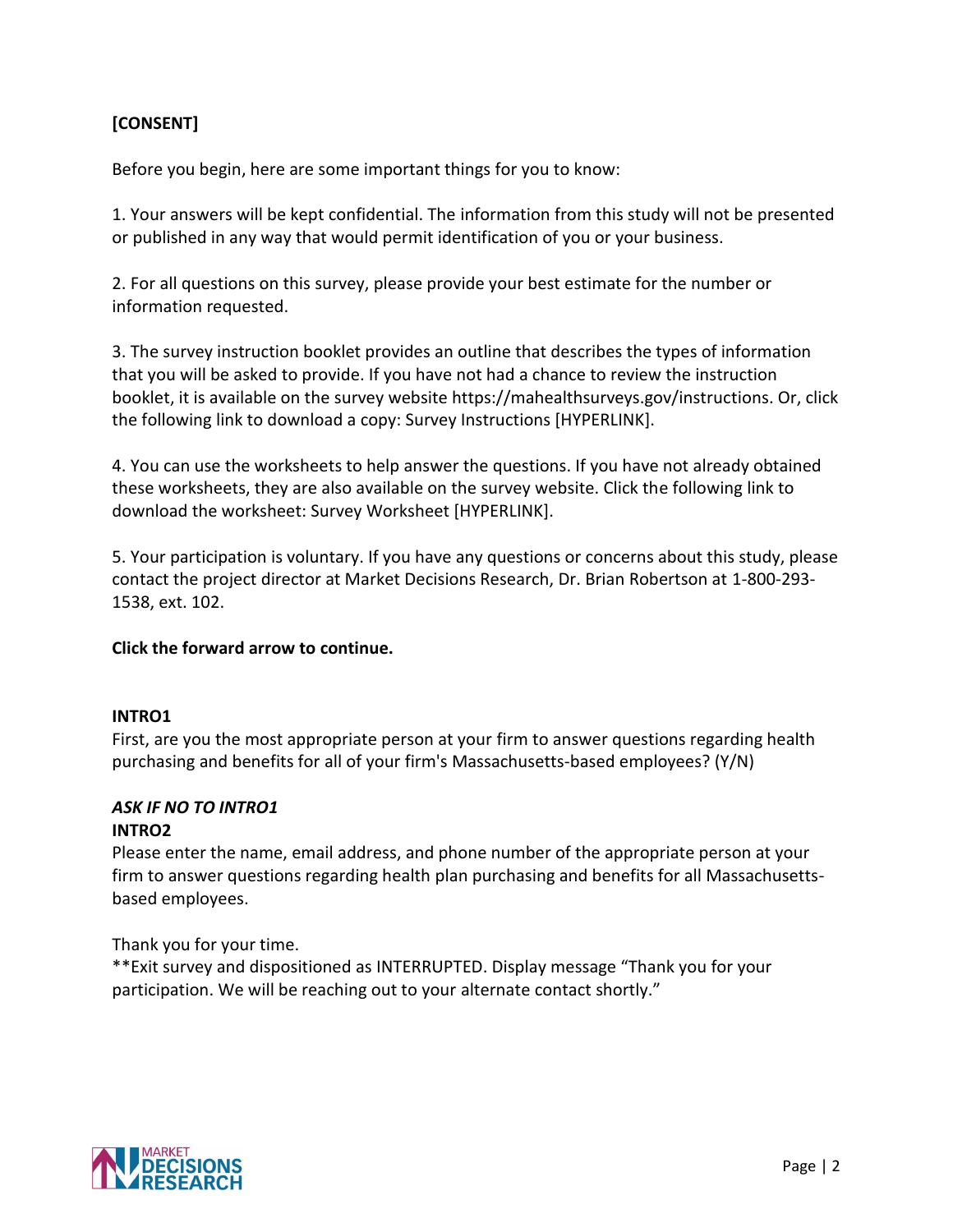**[CONSENT]**

Before you begin, here are some important things for you to know:

1. Your answers will be kept confidential. The information from this study will not be presented or published in any way that would permit identification of you or your business.

2. For all questions on this survey, please provide your best estimate for the number or information requested.

3. The survey instruction booklet provides an outline that describes the types of information that you will be asked to provide. If you have not had a chance to review the instruction booklet, it is available on the survey website https://mahealthsurveys.gov/instructions. Or, click the following link to download a copy: Survey Instructions [HYPERLINK].

4. You can use the worksheets to help answer the questions. If you have not already obtained these worksheets, they are also available on the survey website. Click the following link to download the worksheet: Survey Worksheet [HYPERLINK].

5. Your participation is voluntary. If you have any questions or concerns about this study, please contact the project director at Market Decisions Research, Dr. Brian Robertson at 1-800-293-1538, ext. 102.

**Click the forward arrow to continue.**

**INTRO1**
First, are you the most appropriate person at your firm to answer questions regarding health purchasing and benefits for all of your firm's Massachusetts-based employees? (Y/N)

***ASK IF NO TO INTRO1***
**INTRO2**
Please enter the name, email address, and phone number of the appropriate person at your firm to answer questions regarding health plan purchasing and benefits for all Massachusetts-based employees.

Thank you for your time.
**Exit survey and dispositioned as INTERRUPTED. Display message "Thank you for your participation. We will be reaching out to your alternate contact shortly."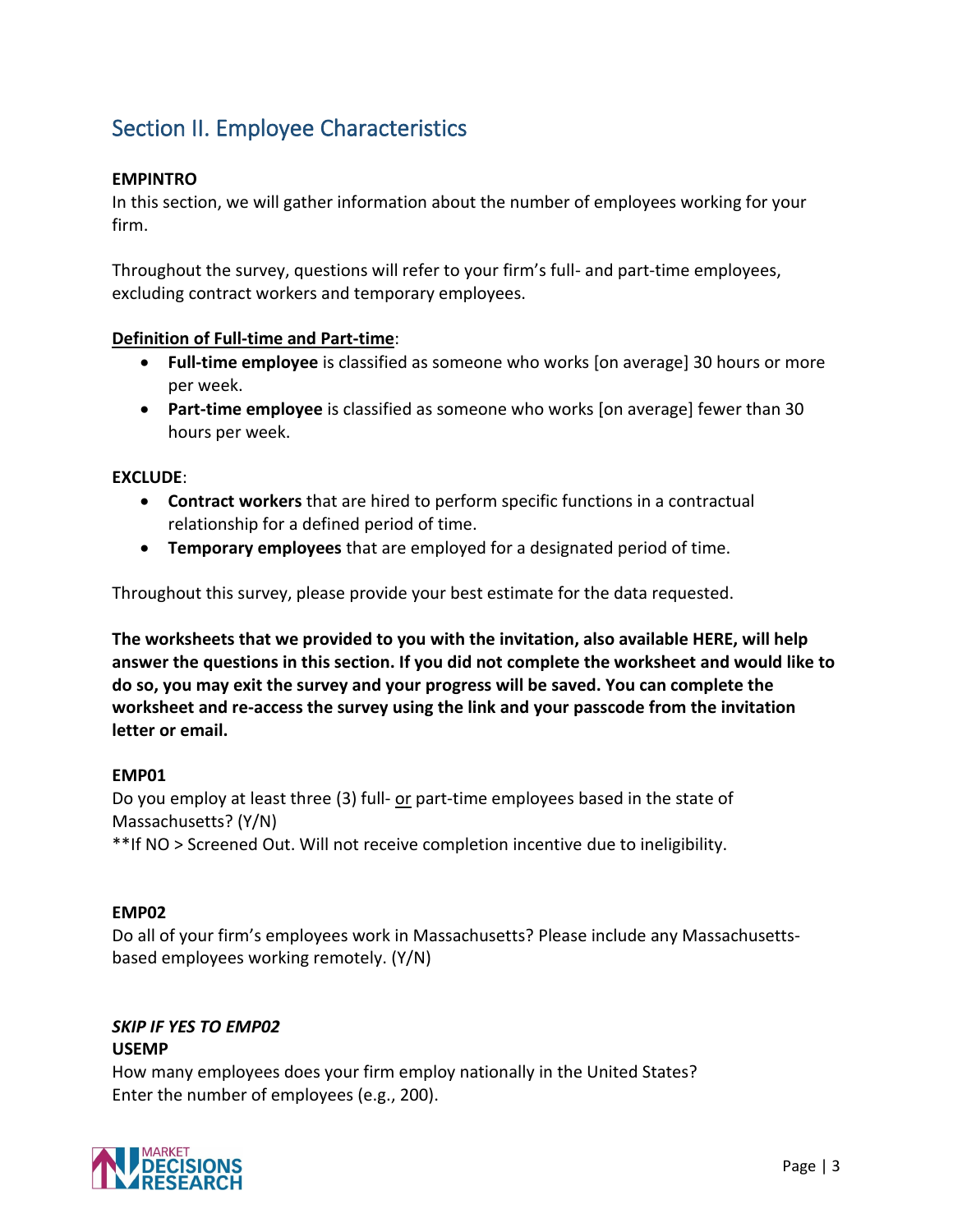## Section II. Employee Characteristics

**EMPINTRO**
In this section, we will gather information about the number of employees working for your firm.

Throughout the survey, questions will refer to your firm's full- and part-time employees, excluding contract workers and temporary employees.

**Definition of Full-time and Part-time**:

- **Full-time employee** is classified as someone who works [on average] 30 hours or more per week.
- **Part-time employee** is classified as someone who works [on average] fewer than 30 hours per week.

**EXCLUDE**:

- **Contract workers** that are hired to perform specific functions in a contractual relationship for a defined period of time.
- **Temporary employees** that are employed for a designated period of time.

Throughout this survey, please provide your best estimate for the data requested.

**The worksheets that we provided to you with the invitation, also available HERE, will help answer the questions in this section. If you did not complete the worksheet and would like to do so, you may exit the survey and your progress will be saved. You can complete the worksheet and re-access the survey using the link and your passcode from the invitation letter or email.**

**EMP01**
Do you employ at least three (3) full- or part-time employees based in the state of Massachusetts? (Y/N)
**If NO > Screened Out. Will not receive completion incentive due to ineligibility.

**EMP02**
Do all of your firm's employees work in Massachusetts? Please include any Massachusetts-based employees working remotely. (Y/N)

***SKIP IF YES TO EMP02***
**USEMP**
How many employees does your firm employ nationally in the United States?
Enter the number of employees (e.g., 200).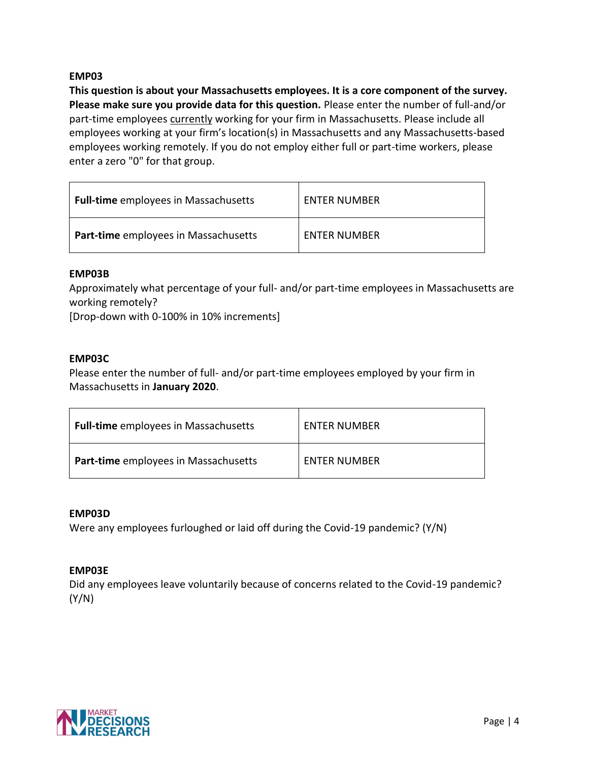**EMP03**

**This question is about your Massachusetts employees. It is a core component of the survey. Please make sure you provide data for this question.** Please enter the number of full-and/or part-time employees currently working for your firm in Massachusetts. Please include all employees working at your firm's location(s) in Massachusetts and any Massachusetts-based employees working remotely. If you do not employ either full or part-time workers, please enter a zero "0" for that group.

| | |
|---|---|
| **Full-time** employees in Massachusetts | ENTER NUMBER |
| **Part-time** employees in Massachusetts | ENTER NUMBER |

**EMP03B**

Approximately what percentage of your full- and/or part-time employees in Massachusetts are working remotely?

[Drop-down with 0-100% in 10% increments]

**EMP03C**

Please enter the number of full- and/or part-time employees employed by your firm in Massachusetts in **January 2020**.

| | |
|---|---|
| **Full-time** employees in Massachusetts | ENTER NUMBER |
| **Part-time** employees in Massachusetts | ENTER NUMBER |

**EMP03D**

Were any employees furloughed or laid off during the Covid-19 pandemic? (Y/N)

**EMP03E**

Did any employees leave voluntarily because of concerns related to the Covid-19 pandemic? (Y/N)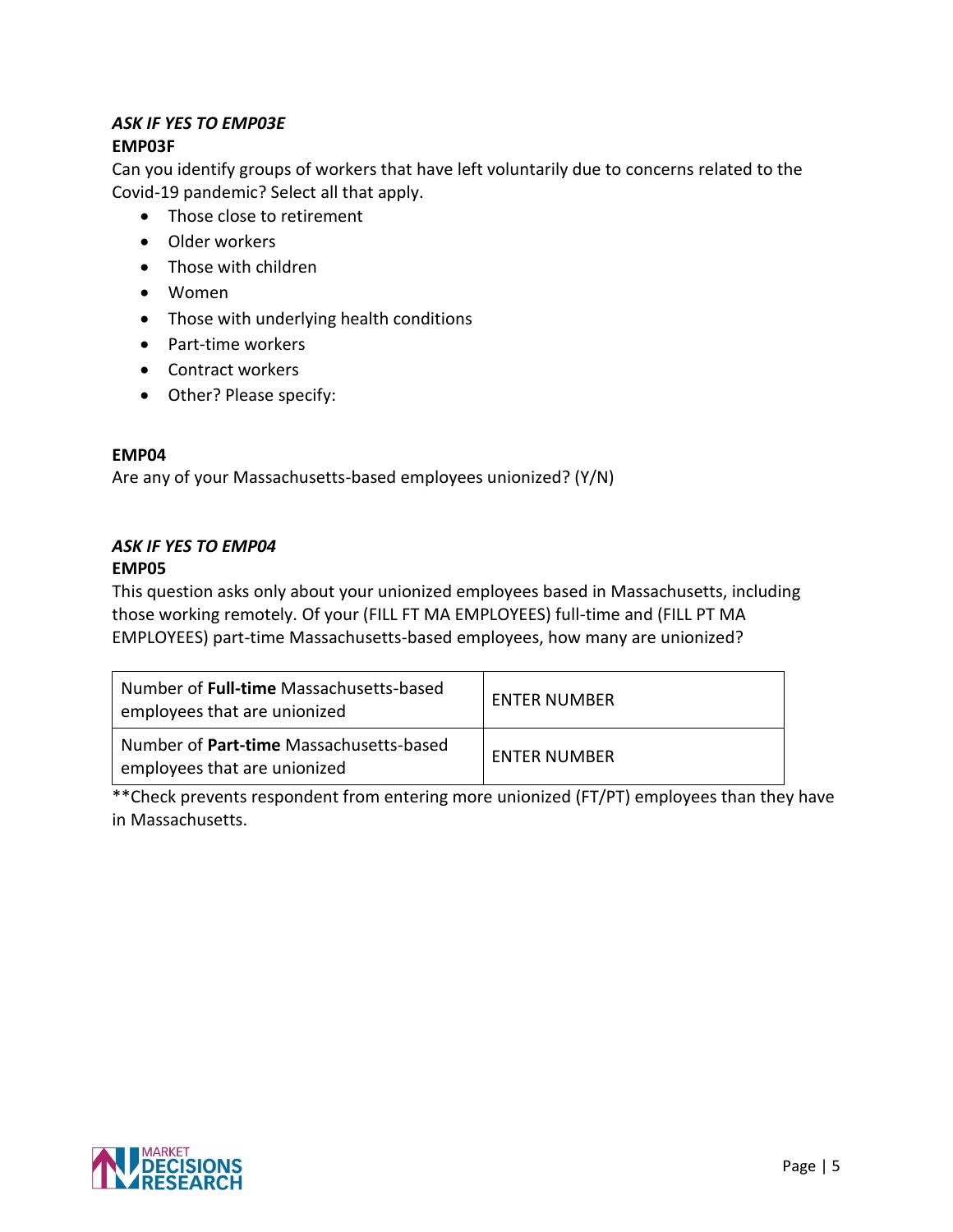*ASK IF YES TO EMP03E*

**EMP03F**

Can you identify groups of workers that have left voluntarily due to concerns related to the Covid-19 pandemic? Select all that apply.

- Those close to retirement
- Older workers
- Those with children
- Women
- Those with underlying health conditions
- Part-time workers
- Contract workers
- Other? Please specify:

**EMP04**

Are any of your Massachusetts-based employees unionized? (Y/N)

*ASK IF YES TO EMP04*

**EMP05**

This question asks only about your unionized employees based in Massachusetts, including those working remotely. Of your (FILL FT MA EMPLOYEES) full-time and (FILL PT MA EMPLOYEES) part-time Massachusetts-based employees, how many are unionized?

| | |
|---|---|
| Number of **Full-time** Massachusetts-based employees that are unionized | ENTER NUMBER |
| Number of **Part-time** Massachusetts-based employees that are unionized | ENTER NUMBER |

**Check prevents respondent from entering more unionized (FT/PT) employees than they have in Massachusetts.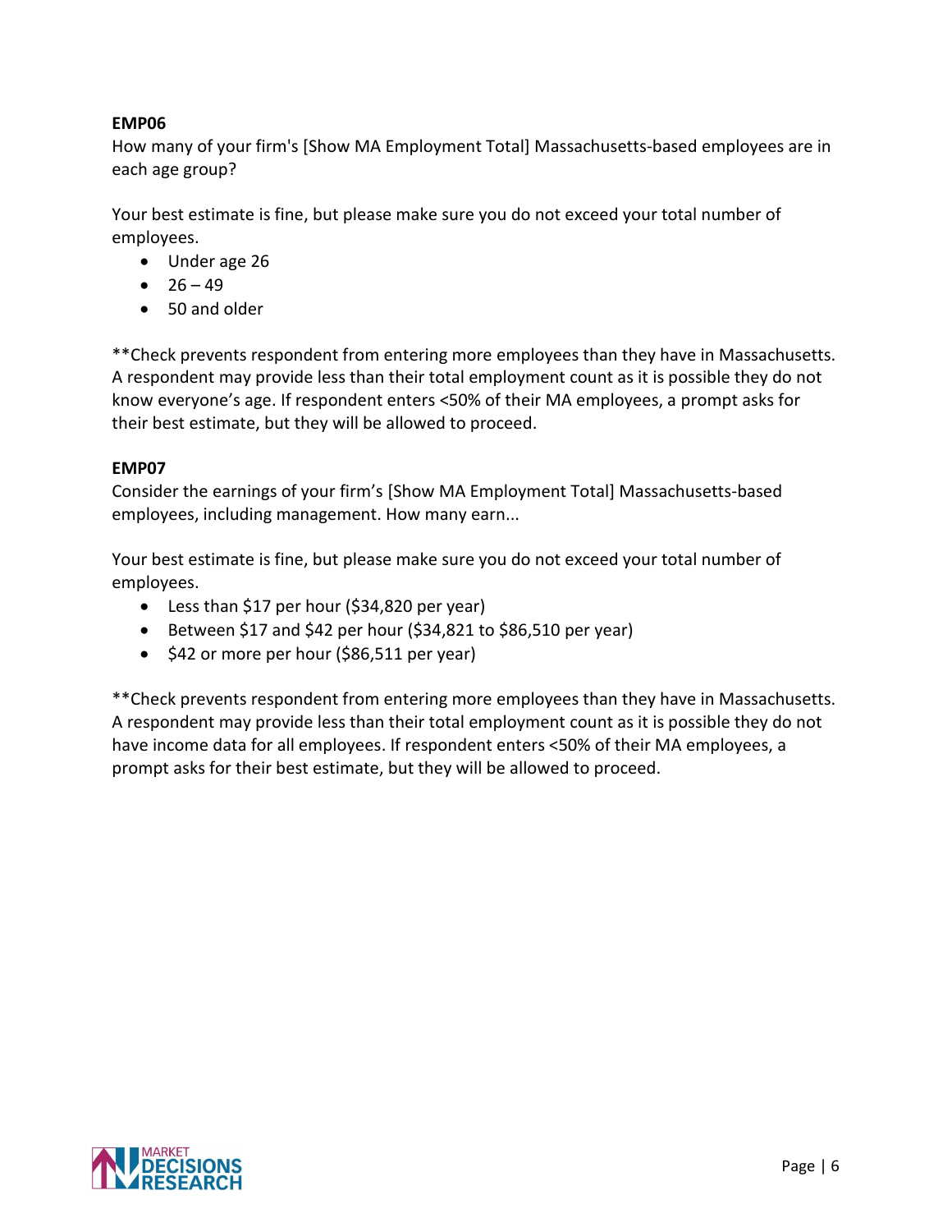**EMP06**

How many of your firm's [Show MA Employment Total] Massachusetts-based employees are in each age group?

Your best estimate is fine, but please make sure you do not exceed your total number of employees.

- Under age 26
- 26 – 49
- 50 and older

**Check prevents respondent from entering more employees than they have in Massachusetts. A respondent may provide less than their total employment count as it is possible they do not know everyone's age. If respondent enters <50% of their MA employees, a prompt asks for their best estimate, but they will be allowed to proceed.

**EMP07**

Consider the earnings of your firm's [Show MA Employment Total] Massachusetts-based employees, including management. How many earn...

Your best estimate is fine, but please make sure you do not exceed your total number of employees.

- Less than $17 per hour ($34,820 per year)
- Between $17 and $42 per hour ($34,821 to $86,510 per year)
- $42 or more per hour ($86,511 per year)

**Check prevents respondent from entering more employees than they have in Massachusetts. A respondent may provide less than their total employment count as it is possible they do not have income data for all employees. If respondent enters <50% of their MA employees, a prompt asks for their best estimate, but they will be allowed to proceed.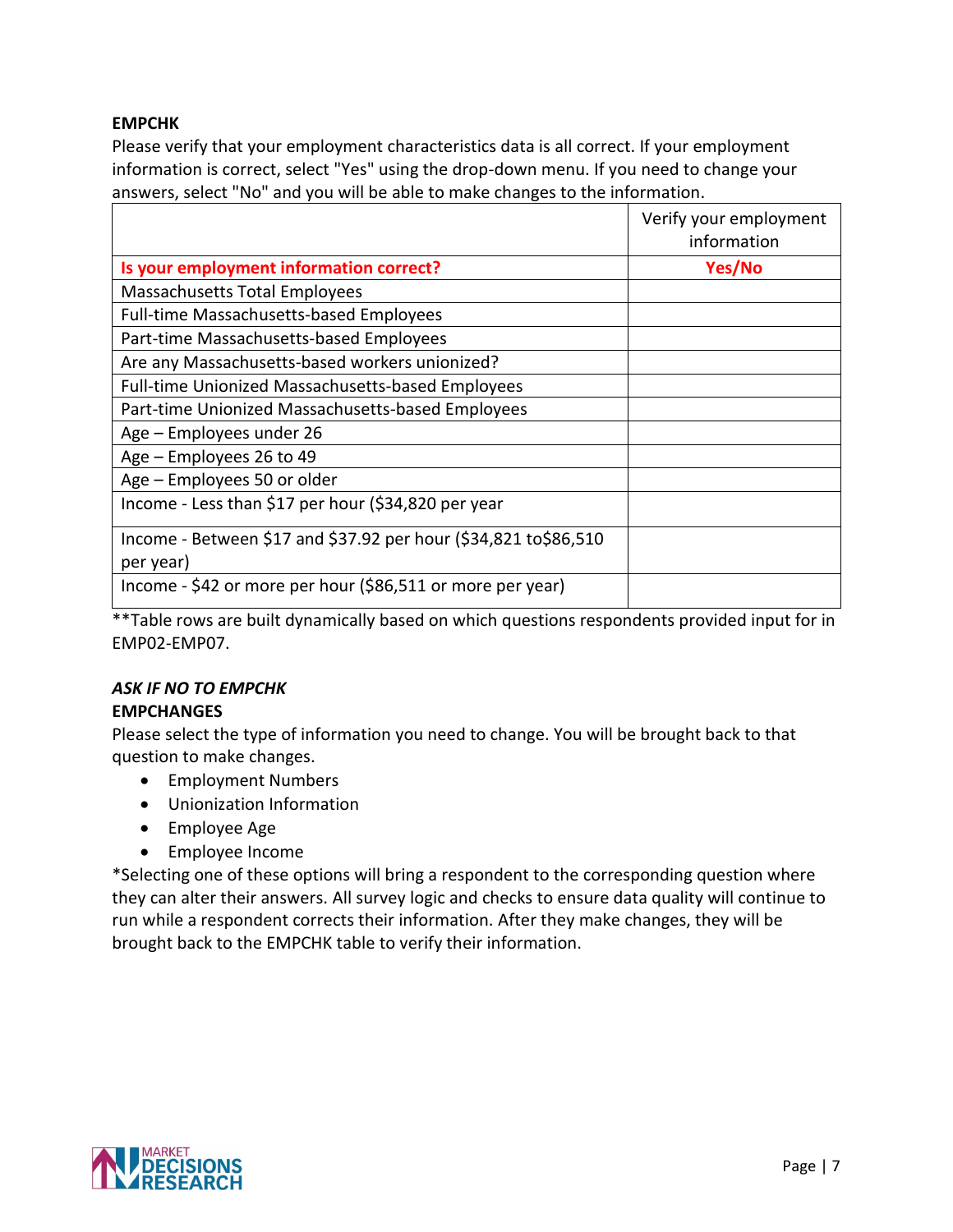**EMPCHK**

Please verify that your employment characteristics data is all correct. If your employment information is correct, select "Yes" using the drop-down menu. If you need to change your answers, select "No" and you will be able to make changes to the information.

| | Verify your employment information |
|---|---|
| **Is your employment information correct?** | **Yes/No** |
| Massachusetts Total Employees | |
| Full-time Massachusetts-based Employees | |
| Part-time Massachusetts-based Employees | |
| Are any Massachusetts-based workers unionized? | |
| Full-time Unionized Massachusetts-based Employees | |
| Part-time Unionized Massachusetts-based Employees | |
| Age – Employees under 26 | |
| Age – Employees 26 to 49 | |
| Age – Employees 50 or older | |
| Income - Less than $17 per hour ($34,820 per year | |
| Income - Between $17 and $37.92 per hour ($34,821 to$86,510 per year) | |
| Income - $42 or more per hour ($86,511 or more per year) | |

**Table rows are built dynamically based on which questions respondents provided input for in EMP02-EMP07.

***ASK IF NO TO EMPCHK***

**EMPCHANGES**

Please select the type of information you need to change. You will be brought back to that question to make changes.

- Employment Numbers
- Unionization Information
- Employee Age
- Employee Income

*Selecting one of these options will bring a respondent to the corresponding question where they can alter their answers. All survey logic and checks to ensure data quality will continue to run while a respondent corrects their information. After they make changes, they will be brought back to the EMPCHK table to verify their information.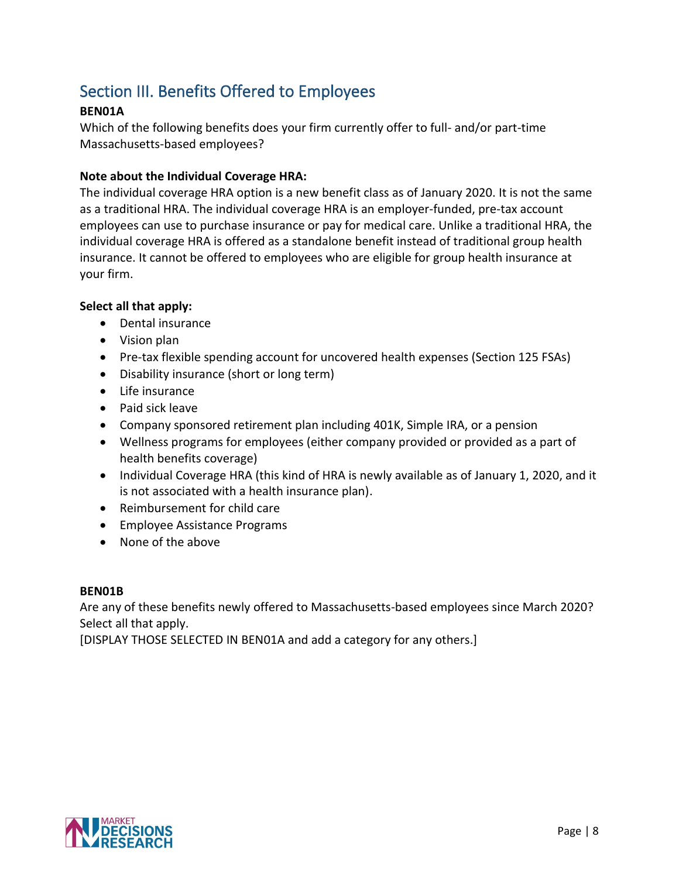## Section III. Benefits Offered to Employees

**BEN01A**

Which of the following benefits does your firm currently offer to full- and/or part-time Massachusetts-based employees?

**Note about the Individual Coverage HRA:**

The individual coverage HRA option is a new benefit class as of January 2020. It is not the same as a traditional HRA. The individual coverage HRA is an employer-funded, pre-tax account employees can use to purchase insurance or pay for medical care. Unlike a traditional HRA, the individual coverage HRA is offered as a standalone benefit instead of traditional group health insurance. It cannot be offered to employees who are eligible for group health insurance at your firm.

**Select all that apply:**

- Dental insurance
- Vision plan
- Pre-tax flexible spending account for uncovered health expenses (Section 125 FSAs)
- Disability insurance (short or long term)
- Life insurance
- Paid sick leave
- Company sponsored retirement plan including 401K, Simple IRA, or a pension
- Wellness programs for employees (either company provided or provided as a part of health benefits coverage)
- Individual Coverage HRA (this kind of HRA is newly available as of January 1, 2020, and it is not associated with a health insurance plan).
- Reimbursement for child care
- Employee Assistance Programs
- None of the above

**BEN01B**

Are any of these benefits newly offered to Massachusetts-based employees since March 2020? Select all that apply.

[DISPLAY THOSE SELECTED IN BEN01A and add a category for any others.]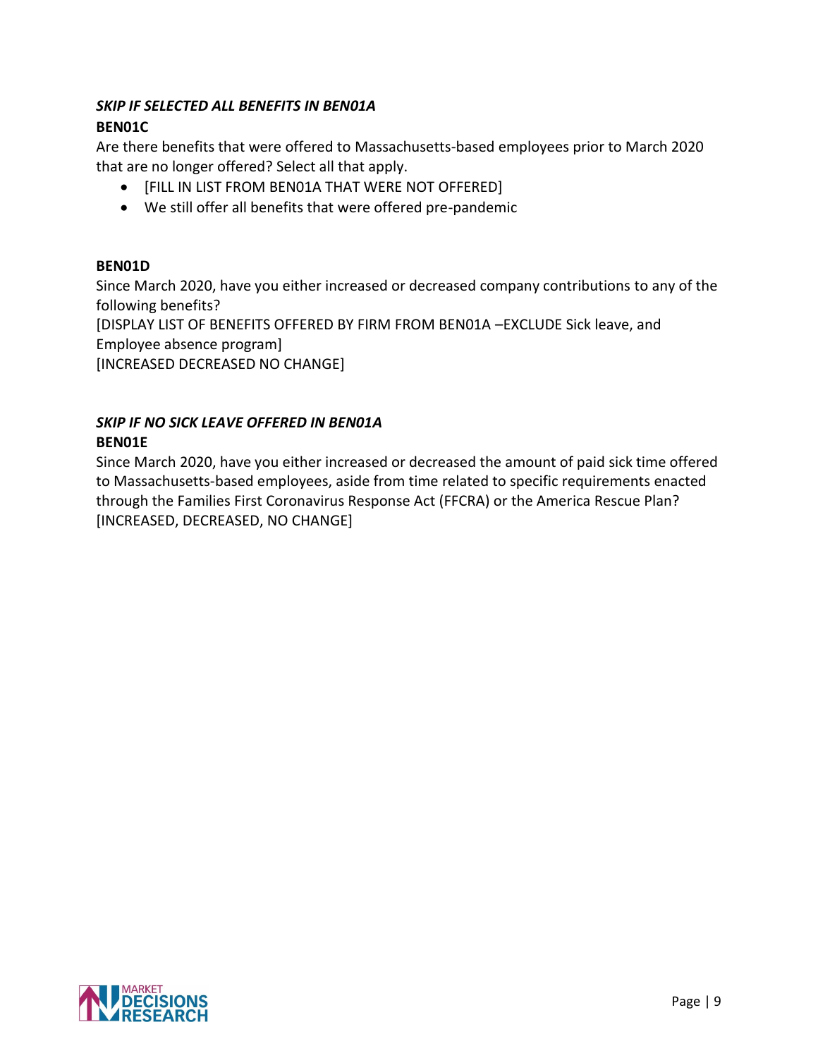***SKIP IF SELECTED ALL BENEFITS IN BEN01A***

**BEN01C**

Are there benefits that were offered to Massachusetts-based employees prior to March 2020 that are no longer offered? Select all that apply.

- [FILL IN LIST FROM BEN01A THAT WERE NOT OFFERED]
- We still offer all benefits that were offered pre-pandemic

**BEN01D**

Since March 2020, have you either increased or decreased company contributions to any of the following benefits?

[DISPLAY LIST OF BENEFITS OFFERED BY FIRM FROM BEN01A –EXCLUDE Sick leave, and Employee absence program]

[INCREASED DECREASED NO CHANGE]

***SKIP IF NO SICK LEAVE OFFERED IN BEN01A***

**BEN01E**

Since March 2020, have you either increased or decreased the amount of paid sick time offered to Massachusetts-based employees, aside from time related to specific requirements enacted through the Families First Coronavirus Response Act (FFCRA) or the America Rescue Plan?

[INCREASED, DECREASED, NO CHANGE]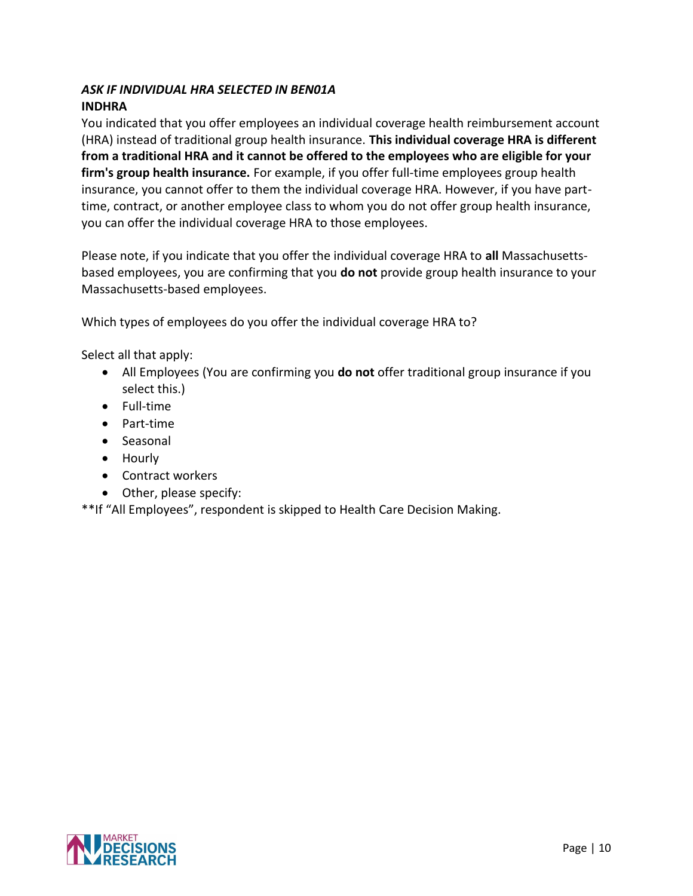***ASK IF INDIVIDUAL HRA SELECTED IN BEN01A***

**INDHRA**

You indicated that you offer employees an individual coverage health reimbursement account (HRA) instead of traditional group health insurance. **This individual coverage HRA is different from a traditional HRA and it cannot be offered to the employees who are eligible for your firm's group health insurance.** For example, if you offer full-time employees group health insurance, you cannot offer to them the individual coverage HRA. However, if you have part-time, contract, or another employee class to whom you do not offer group health insurance, you can offer the individual coverage HRA to those employees.

Please note, if you indicate that you offer the individual coverage HRA to **all** Massachusetts-based employees, you are confirming that you **do not** provide group health insurance to your Massachusetts-based employees.

Which types of employees do you offer the individual coverage HRA to?

Select all that apply:

- All Employees (You are confirming you **do not** offer traditional group insurance if you select this.)
- Full-time
- Part-time
- Seasonal
- Hourly
- Contract workers
- Other, please specify:

**If "All Employees", respondent is skipped to Health Care Decision Making.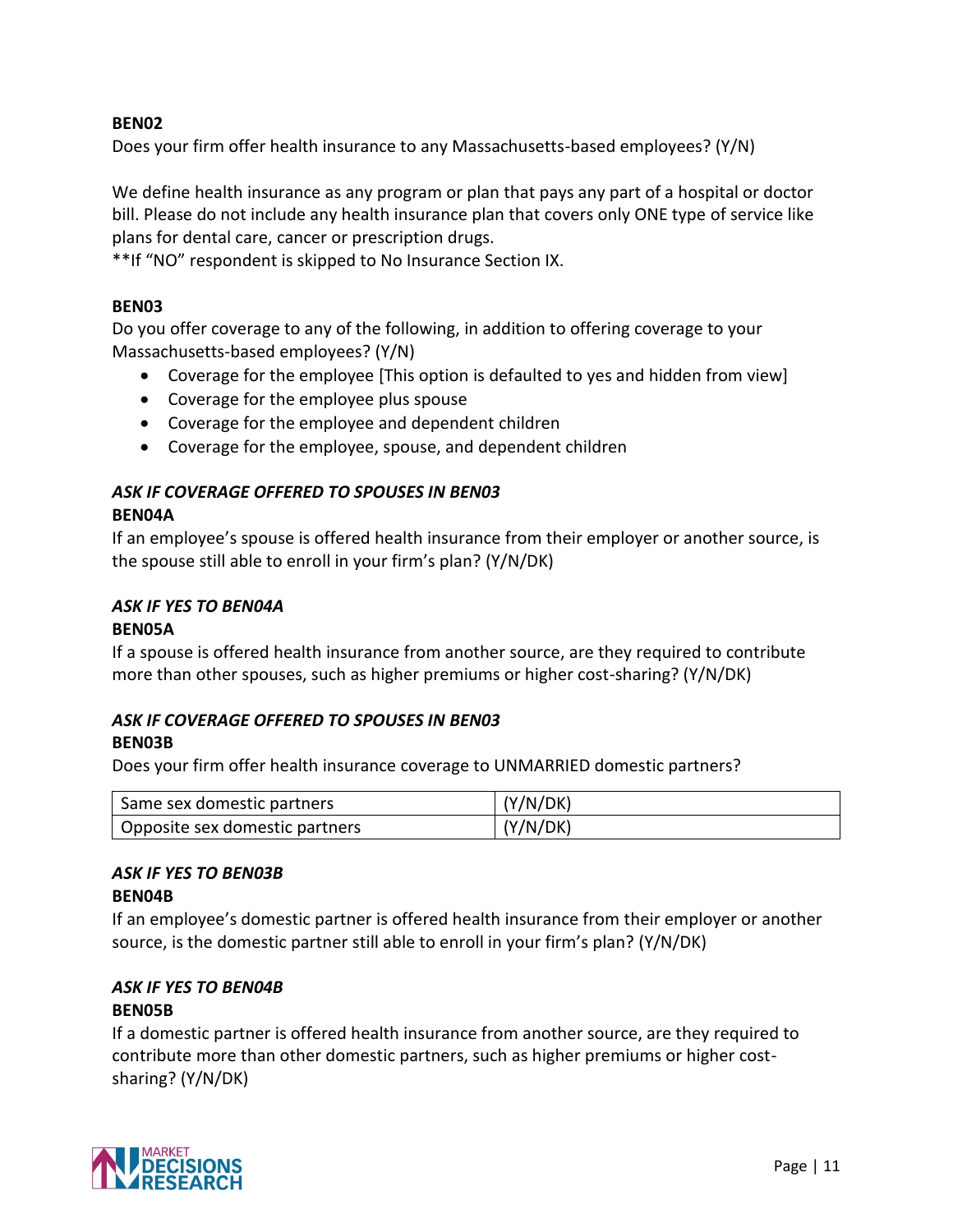**BEN02**

Does your firm offer health insurance to any Massachusetts-based employees? (Y/N)

We define health insurance as any program or plan that pays any part of a hospital or doctor bill. Please do not include any health insurance plan that covers only ONE type of service like plans for dental care, cancer or prescription drugs.

**If "NO" respondent is skipped to No Insurance Section IX.

**BEN03**

Do you offer coverage to any of the following, in addition to offering coverage to your Massachusetts-based employees? (Y/N)

- Coverage for the employee [This option is defaulted to yes and hidden from view]
- Coverage for the employee plus spouse
- Coverage for the employee and dependent children
- Coverage for the employee, spouse, and dependent children

***ASK IF COVERAGE OFFERED TO SPOUSES IN BEN03***

**BEN04A**

If an employee's spouse is offered health insurance from their employer or another source, is the spouse still able to enroll in your firm's plan? (Y/N/DK)

***ASK IF YES TO BEN04A***

**BEN05A**

If a spouse is offered health insurance from another source, are they required to contribute more than other spouses, such as higher premiums or higher cost-sharing? (Y/N/DK)

***ASK IF COVERAGE OFFERED TO SPOUSES IN BEN03***

**BEN03B**

Does your firm offer health insurance coverage to UNMARRIED domestic partners?

| Same sex domestic partners | (Y/N/DK) |
|---|---|
| Opposite sex domestic partners | (Y/N/DK) |

***ASK IF YES TO BEN03B***

**BEN04B**

If an employee's domestic partner is offered health insurance from their employer or another source, is the domestic partner still able to enroll in your firm's plan? (Y/N/DK)

***ASK IF YES TO BEN04B***

**BEN05B**

If a domestic partner is offered health insurance from another source, are they required to contribute more than other domestic partners, such as higher premiums or higher cost-sharing? (Y/N/DK)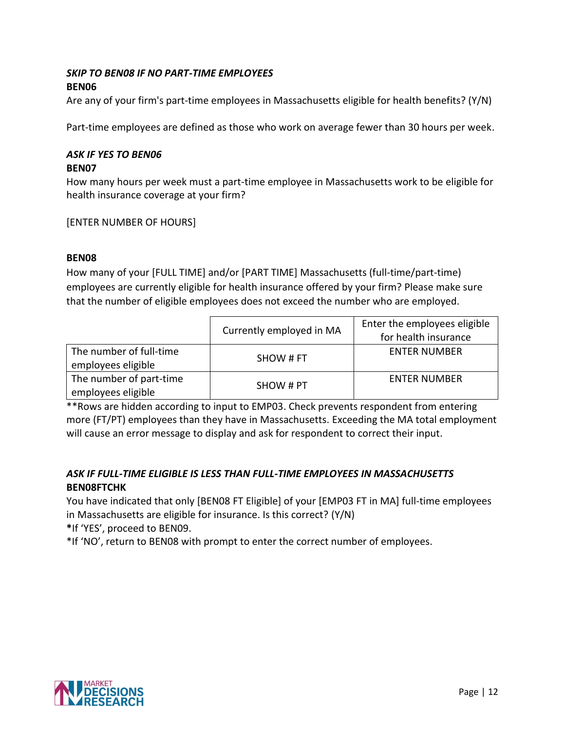***SKIP TO BEN08 IF NO PART-TIME EMPLOYEES***

**BEN06**

Are any of your firm's part-time employees in Massachusetts eligible for health benefits? (Y/N)

Part-time employees are defined as those who work on average fewer than 30 hours per week.

***ASK IF YES TO BEN06***

**BEN07**

How many hours per week must a part-time employee in Massachusetts work to be eligible for health insurance coverage at your firm?

[ENTER NUMBER OF HOURS]

**BEN08**

How many of your [FULL TIME] and/or [PART TIME] Massachusetts (full-time/part-time) employees are currently eligible for health insurance offered by your firm? Please make sure that the number of eligible employees does not exceed the number who are employed.

| | Currently employed in MA | Enter the employees eligible for health insurance |
|---|---|---|
| The number of full-time employees eligible | SHOW # FT | ENTER NUMBER |
| The number of part-time employees eligible | SHOW # PT | ENTER NUMBER |

**Rows are hidden according to input to EMP03. Check prevents respondent from entering more (FT/PT) employees than they have in Massachusetts. Exceeding the MA total employment will cause an error message to display and ask for respondent to correct their input.

***ASK IF FULL-TIME ELIGIBLE IS LESS THAN FULL-TIME EMPLOYEES IN MASSACHUSETTS***

**BEN08FTCHK**

You have indicated that only [BEN08 FT Eligible] of your [EMP03 FT in MA] full-time employees in Massachusetts are eligible for insurance. Is this correct? (Y/N)

*If 'YES', proceed to BEN09.

*If 'NO', return to BEN08 with prompt to enter the correct number of employees.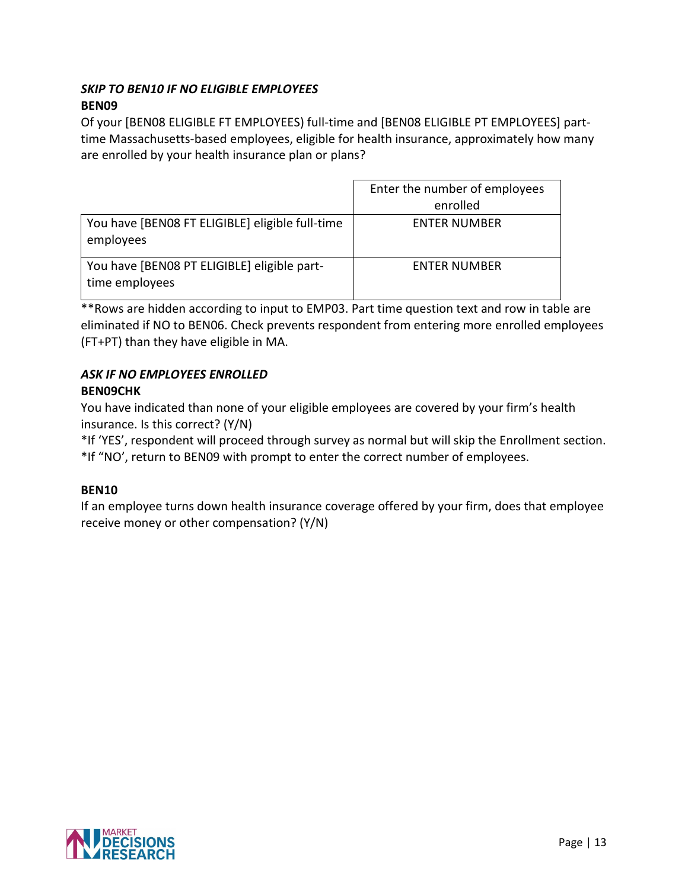***SKIP TO BEN10 IF NO ELIGIBLE EMPLOYEES***

**BEN09**

Of your [BEN08 ELIGIBLE FT EMPLOYEES) full-time and [BEN08 ELIGIBLE PT EMPLOYEES] part-time Massachusetts-based employees, eligible for health insurance, approximately how many are enrolled by your health insurance plan or plans?

| | Enter the number of employees enrolled |
|---|---|
| You have [BEN08 FT ELIGIBLE] eligible full-time employees | ENTER NUMBER |
| You have [BEN08 PT ELIGIBLE] eligible part-time employees | ENTER NUMBER |

**Rows are hidden according to input to EMP03. Part time question text and row in table are eliminated if NO to BEN06. Check prevents respondent from entering more enrolled employees (FT+PT) than they have eligible in MA.

***ASK IF NO EMPLOYEES ENROLLED***

**BEN09CHK**

You have indicated than none of your eligible employees are covered by your firm's health insurance. Is this correct? (Y/N)

*If 'YES', respondent will proceed through survey as normal but will skip the Enrollment section.

*If "NO', return to BEN09 with prompt to enter the correct number of employees.

**BEN10**

If an employee turns down health insurance coverage offered by your firm, does that employee receive money or other compensation? (Y/N)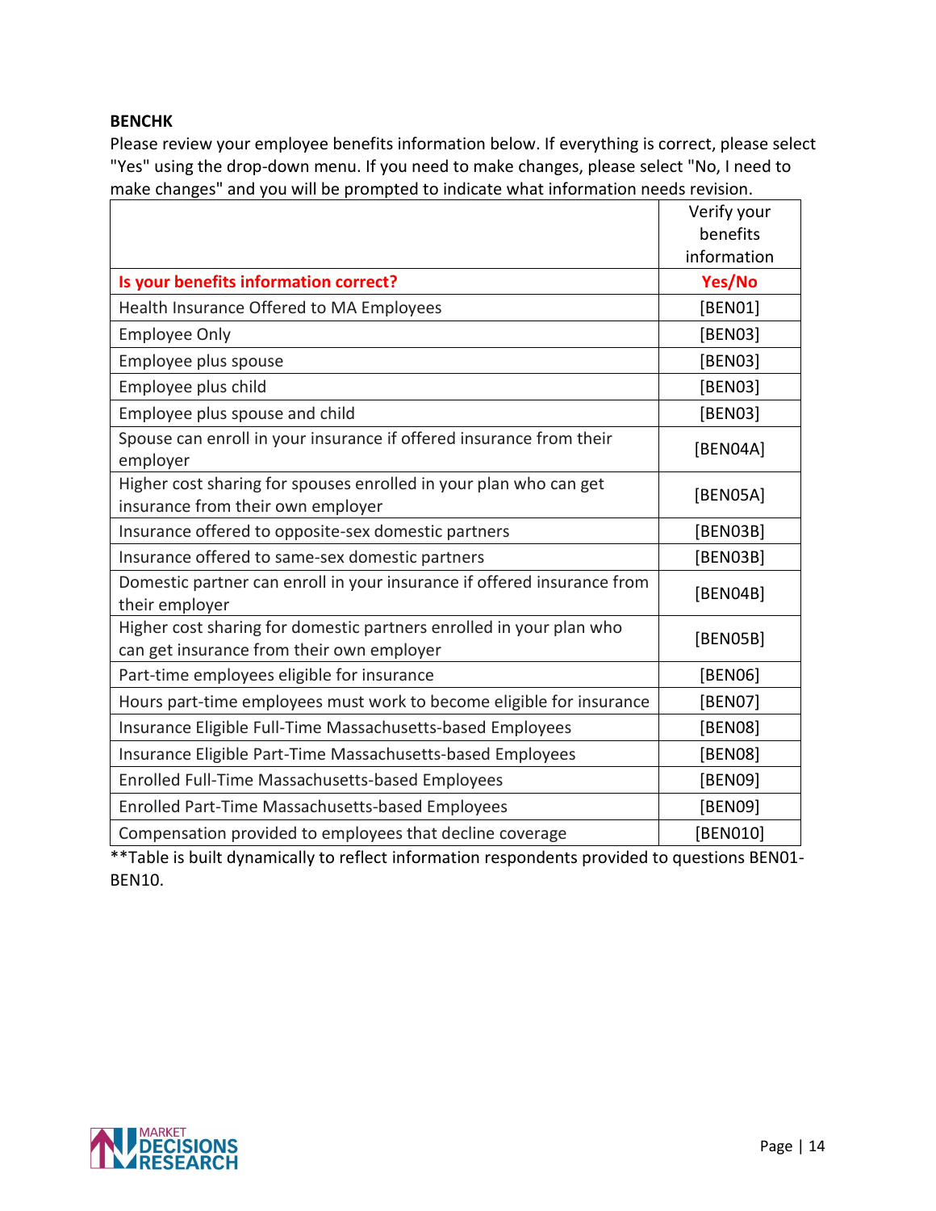**BENCHK**

Please review your employee benefits information below. If everything is correct, please select "Yes" using the drop-down menu. If you need to make changes, please select "No, I need to make changes" and you will be prompted to indicate what information needs revision.

| | Verify your benefits information |
|---|---|
| **Is your benefits information correct?** | **Yes/No** |
| Health Insurance Offered to MA Employees | [BEN01] |
| Employee Only | [BEN03] |
| Employee plus spouse | [BEN03] |
| Employee plus child | [BEN03] |
| Employee plus spouse and child | [BEN03] |
| Spouse can enroll in your insurance if offered insurance from their employer | [BEN04A] |
| Higher cost sharing for spouses enrolled in your plan who can get insurance from their own employer | [BEN05A] |
| Insurance offered to opposite-sex domestic partners | [BEN03B] |
| Insurance offered to same-sex domestic partners | [BEN03B] |
| Domestic partner can enroll in your insurance if offered insurance from their employer | [BEN04B] |
| Higher cost sharing for domestic partners enrolled in your plan who can get insurance from their own employer | [BEN05B] |
| Part-time employees eligible for insurance | [BEN06] |
| Hours part-time employees must work to become eligible for insurance | [BEN07] |
| Insurance Eligible Full-Time Massachusetts-based Employees | [BEN08] |
| Insurance Eligible Part-Time Massachusetts-based Employees | [BEN08] |
| Enrolled Full-Time Massachusetts-based Employees | [BEN09] |
| Enrolled Part-Time Massachusetts-based Employees | [BEN09] |
| Compensation provided to employees that decline coverage | [BEN010] |

**Table is built dynamically to reflect information respondents provided to questions BEN01-BEN10.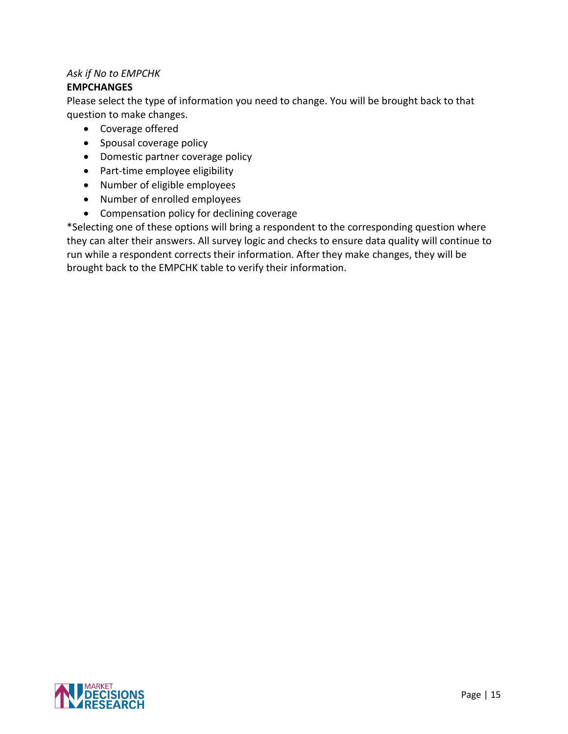*Ask if No to EMPCHK*

**EMPCHANGES**

Please select the type of information you need to change. You will be brought back to that question to make changes.

- Coverage offered
- Spousal coverage policy
- Domestic partner coverage policy
- Part-time employee eligibility
- Number of eligible employees
- Number of enrolled employees
- Compensation policy for declining coverage

*Selecting one of these options will bring a respondent to the corresponding question where they can alter their answers. All survey logic and checks to ensure data quality will continue to run while a respondent corrects their information. After they make changes, they will be brought back to the EMPCHK table to verify their information.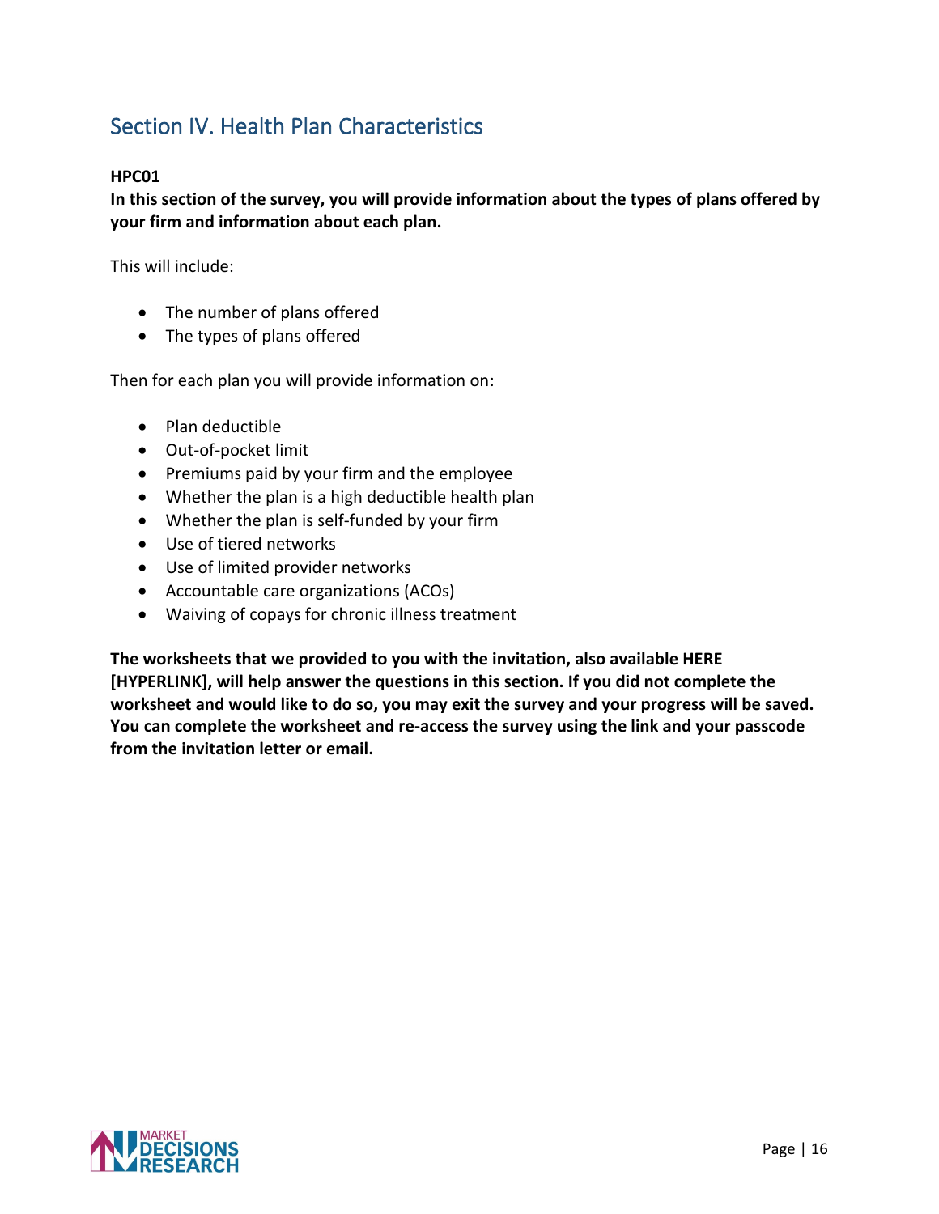## Section IV. Health Plan Characteristics

**HPC01**

**In this section of the survey, you will provide information about the types of plans offered by your firm and information about each plan.**

This will include:

- The number of plans offered
- The types of plans offered

Then for each plan you will provide information on:

- Plan deductible
- Out-of-pocket limit
- Premiums paid by your firm and the employee
- Whether the plan is a high deductible health plan
- Whether the plan is self-funded by your firm
- Use of tiered networks
- Use of limited provider networks
- Accountable care organizations (ACOs)
- Waiving of copays for chronic illness treatment

**The worksheets that we provided to you with the invitation, also available HERE [HYPERLINK], will help answer the questions in this section. If you did not complete the worksheet and would like to do so, you may exit the survey and your progress will be saved. You can complete the worksheet and re-access the survey using the link and your passcode from the invitation letter or email.**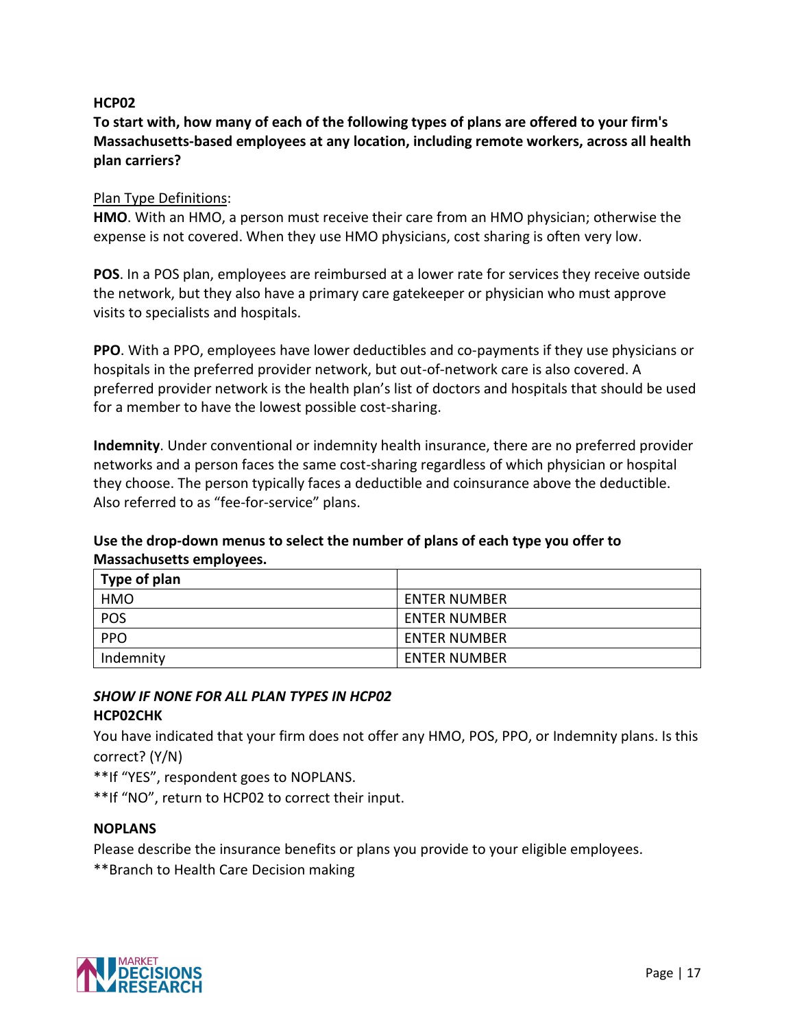**HCP02**

**To start with, how many of each of the following types of plans are offered to your firm's Massachusetts-based employees at any location, including remote workers, across all health plan carriers?**

Plan Type Definitions:

**HMO**. With an HMO, a person must receive their care from an HMO physician; otherwise the expense is not covered. When they use HMO physicians, cost sharing is often very low.

**POS**. In a POS plan, employees are reimbursed at a lower rate for services they receive outside the network, but they also have a primary care gatekeeper or physician who must approve visits to specialists and hospitals.

**PPO**. With a PPO, employees have lower deductibles and co-payments if they use physicians or hospitals in the preferred provider network, but out-of-network care is also covered. A preferred provider network is the health plan's list of doctors and hospitals that should be used for a member to have the lowest possible cost-sharing.

**Indemnity**. Under conventional or indemnity health insurance, there are no preferred provider networks and a person faces the same cost-sharing regardless of which physician or hospital they choose. The person typically faces a deductible and coinsurance above the deductible. Also referred to as "fee-for-service" plans.

**Use the drop-down menus to select the number of plans of each type you offer to Massachusetts employees.**

| Type of plan | |
|---|---|
| HMO | ENTER NUMBER |
| POS | ENTER NUMBER |
| PPO | ENTER NUMBER |
| Indemnity | ENTER NUMBER |

***SHOW IF NONE FOR ALL PLAN TYPES IN HCP02***

**HCP02CHK**

You have indicated that your firm does not offer any HMO, POS, PPO, or Indemnity plans. Is this correct? (Y/N)

**If "YES", respondent goes to NOPLANS.

**If "NO", return to HCP02 to correct their input.

**NOPLANS**

Please describe the insurance benefits or plans you provide to your eligible employees.

**Branch to Health Care Decision making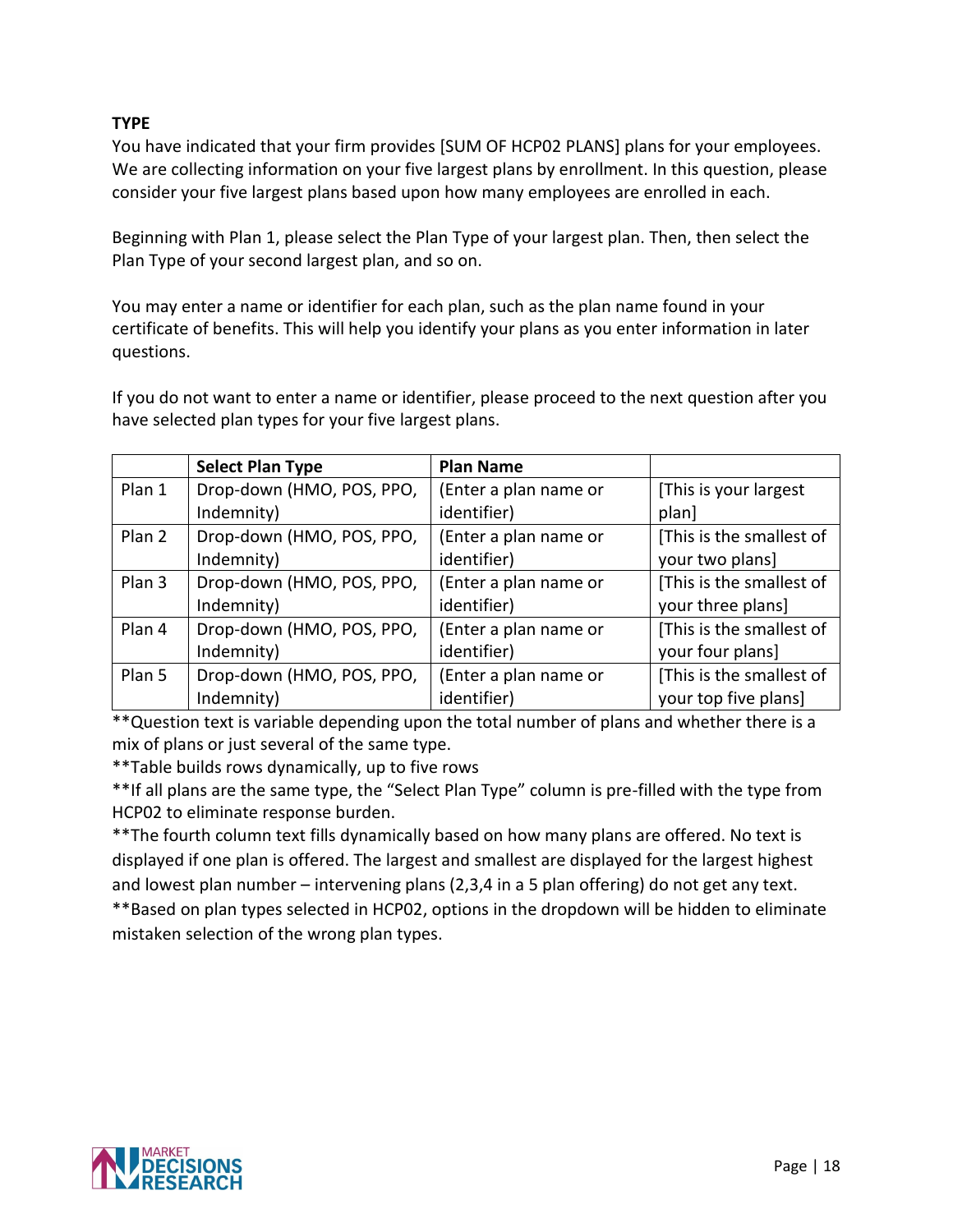**TYPE**

You have indicated that your firm provides [SUM OF HCP02 PLANS] plans for your employees. We are collecting information on your five largest plans by enrollment. In this question, please consider your five largest plans based upon how many employees are enrolled in each.

Beginning with Plan 1, please select the Plan Type of your largest plan. Then, then select the Plan Type of your second largest plan, and so on.

You may enter a name or identifier for each plan, such as the plan name found in your certificate of benefits. This will help you identify your plans as you enter information in later questions.

If you do not want to enter a name or identifier, please proceed to the next question after you have selected plan types for your five largest plans.

| | Select Plan Type | Plan Name | |
|---|---|---|---|
| Plan 1 | Drop-down (HMO, POS, PPO, Indemnity) | (Enter a plan name or identifier) | [This is your largest plan] |
| Plan 2 | Drop-down (HMO, POS, PPO, Indemnity) | (Enter a plan name or identifier) | [This is the smallest of your two plans] |
| Plan 3 | Drop-down (HMO, POS, PPO, Indemnity) | (Enter a plan name or identifier) | [This is the smallest of your three plans] |
| Plan 4 | Drop-down (HMO, POS, PPO, Indemnity) | (Enter a plan name or identifier) | [This is the smallest of your four plans] |
| Plan 5 | Drop-down (HMO, POS, PPO, Indemnity) | (Enter a plan name or identifier) | [This is the smallest of your top five plans] |

**Question text is variable depending upon the total number of plans and whether there is a mix of plans or just several of the same type.

**Table builds rows dynamically, up to five rows

**If all plans are the same type, the "Select Plan Type" column is pre-filled with the type from HCP02 to eliminate response burden.

**The fourth column text fills dynamically based on how many plans are offered. No text is displayed if one plan is offered. The largest and smallest are displayed for the largest highest and lowest plan number – intervening plans (2,3,4 in a 5 plan offering) do not get any text.

**Based on plan types selected in HCP02, options in the dropdown will be hidden to eliminate mistaken selection of the wrong plan types.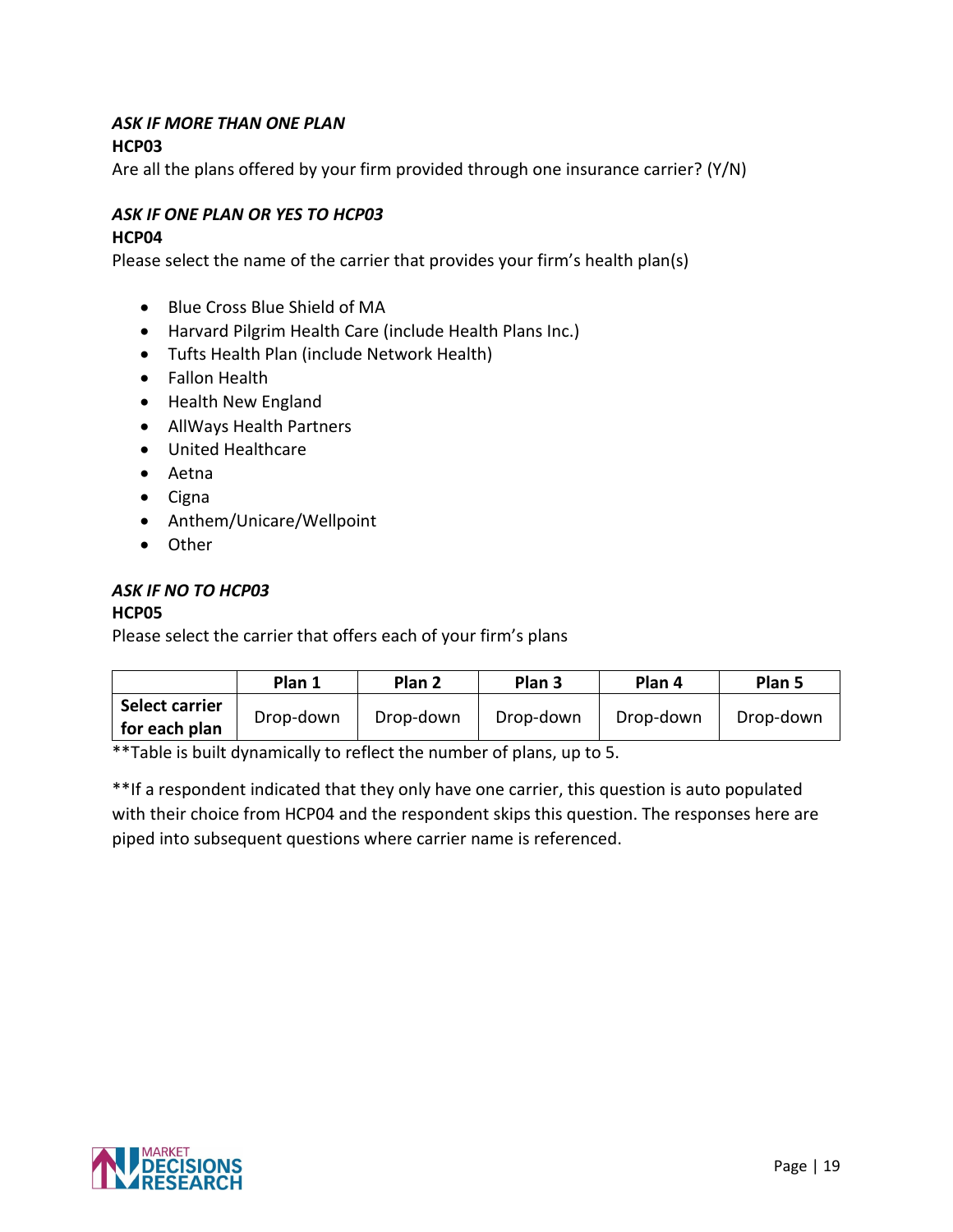*ASK IF MORE THAN ONE PLAN*

**HCP03**

Are all the plans offered by your firm provided through one insurance carrier? (Y/N)

*ASK IF ONE PLAN OR YES TO HCP03*

**HCP04**

Please select the name of the carrier that provides your firm's health plan(s)

- Blue Cross Blue Shield of MA
- Harvard Pilgrim Health Care (include Health Plans Inc.)
- Tufts Health Plan (include Network Health)
- Fallon Health
- Health New England
- AllWays Health Partners
- United Healthcare
- Aetna
- Cigna
- Anthem/Unicare/Wellpoint
- Other

*ASK IF NO TO HCP03*

**HCP05**

Please select the carrier that offers each of your firm's plans

| | Plan 1 | Plan 2 | Plan 3 | Plan 4 | Plan 5 |
|---|---|---|---|---|---|
| **Select carrier for each plan** | Drop-down | Drop-down | Drop-down | Drop-down | Drop-down |

**Table is built dynamically to reflect the number of plans, up to 5.

**If a respondent indicated that they only have one carrier, this question is auto populated with their choice from HCP04 and the respondent skips this question. The responses here are piped into subsequent questions where carrier name is referenced.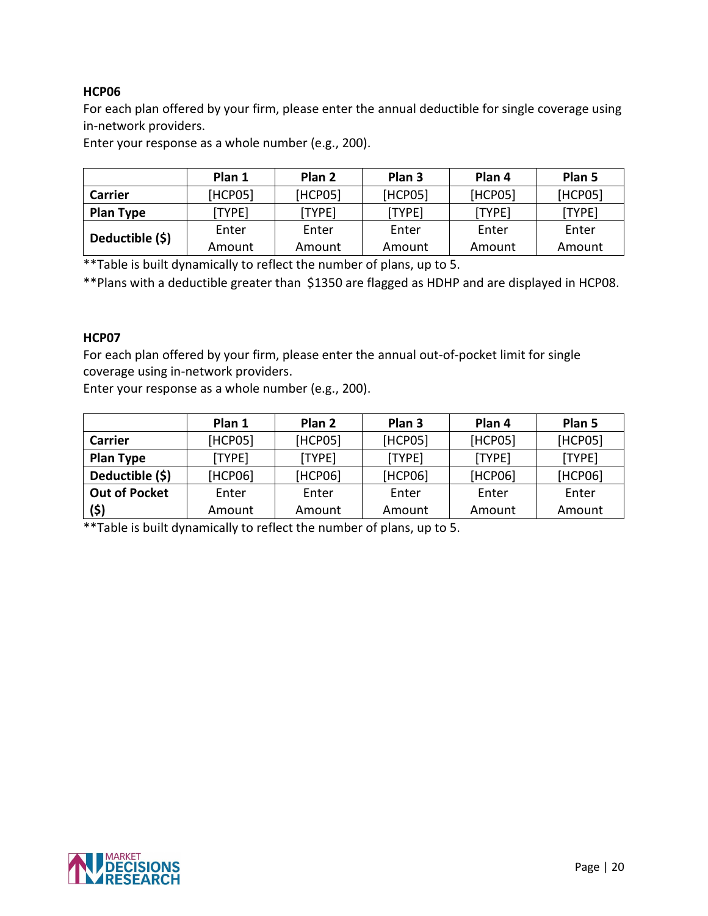**HCP06**

For each plan offered by your firm, please enter the annual deductible for single coverage using in-network providers.

Enter your response as a whole number (e.g., 200).

| | Plan 1 | Plan 2 | Plan 3 | Plan 4 | Plan 5 |
|---|---|---|---|---|---|
| **Carrier** | [HCP05] | [HCP05] | [HCP05] | [HCP05] | [HCP05] |
| **Plan Type** | [TYPE] | [TYPE] | [TYPE] | [TYPE] | [TYPE] |
| **Deductible ($)** | Enter Amount | Enter Amount | Enter Amount | Enter Amount | Enter Amount |

**Table is built dynamically to reflect the number of plans, up to 5.

**Plans with a deductible greater than $1350 are flagged as HDHP and are displayed in HCP08.

**HCP07**

For each plan offered by your firm, please enter the annual out-of-pocket limit for single coverage using in-network providers.

Enter your response as a whole number (e.g., 200).

| | Plan 1 | Plan 2 | Plan 3 | Plan 4 | Plan 5 |
|---|---|---|---|---|---|
| **Carrier** | [HCP05] | [HCP05] | [HCP05] | [HCP05] | [HCP05] |
| **Plan Type** | [TYPE] | [TYPE] | [TYPE] | [TYPE] | [TYPE] |
| **Deductible ($)** | [HCP06] | [HCP06] | [HCP06] | [HCP06] | [HCP06] |
| **Out of Pocket ($)** | Enter Amount | Enter Amount | Enter Amount | Enter Amount | Enter Amount |

**Table is built dynamically to reflect the number of plans, up to 5.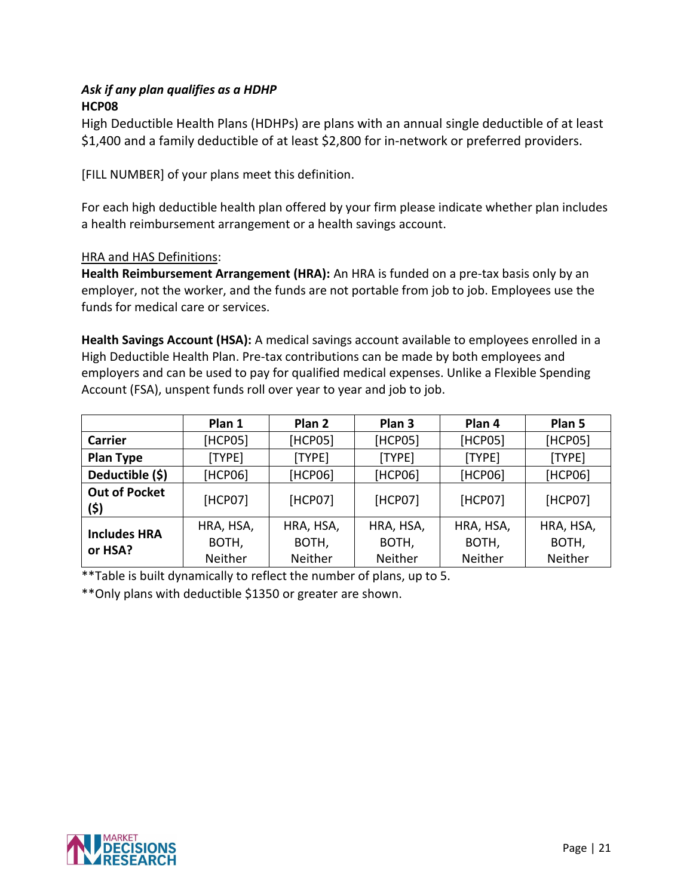*Ask if any plan qualifies as a HDHP*
**HCP08**
High Deductible Health Plans (HDHPs) are plans with an annual single deductible of at least $1,400 and a family deductible of at least $2,800 for in-network or preferred providers.

[FILL NUMBER] of your plans meet this definition.

For each high deductible health plan offered by your firm please indicate whether plan includes a health reimbursement arrangement or a health savings account.

HRA and HAS Definitions:
**Health Reimbursement Arrangement (HRA):** An HRA is funded on a pre-tax basis only by an employer, not the worker, and the funds are not portable from job to job. Employees use the funds for medical care or services.

**Health Savings Account (HSA):** A medical savings account available to employees enrolled in a High Deductible Health Plan. Pre-tax contributions can be made by both employees and employers and can be used to pay for qualified medical expenses. Unlike a Flexible Spending Account (FSA), unspent funds roll over year to year and job to job.

| | Plan 1 | Plan 2 | Plan 3 | Plan 4 | Plan 5 |
|---|---|---|---|---|---|
| **Carrier** | [HCP05] | [HCP05] | [HCP05] | [HCP05] | [HCP05] |
| **Plan Type** | [TYPE] | [TYPE] | [TYPE] | [TYPE] | [TYPE] |
| **Deductible ($)** | [HCP06] | [HCP06] | [HCP06] | [HCP06] | [HCP06] |
| **Out of Pocket ($)** | [HCP07] | [HCP07] | [HCP07] | [HCP07] | [HCP07] |
| **Includes HRA or HSA?** | HRA, HSA, BOTH, Neither | HRA, HSA, BOTH, Neither | HRA, HSA, BOTH, Neither | HRA, HSA, BOTH, Neither | HRA, HSA, BOTH, Neither |

**Table is built dynamically to reflect the number of plans, up to 5.

**Only plans with deductible $1350 or greater are shown.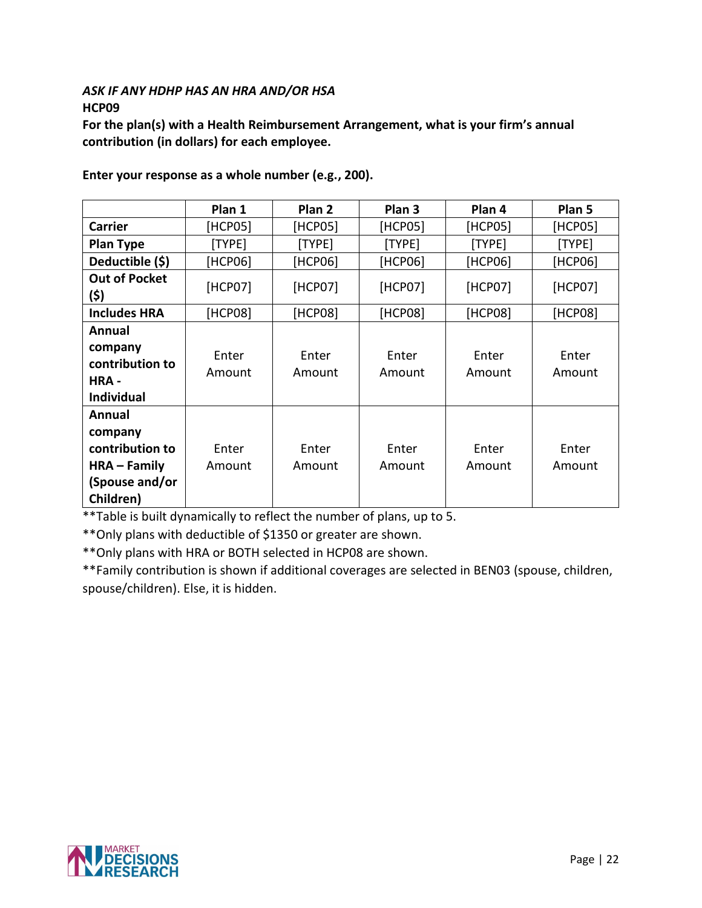*ASK IF ANY HDHP HAS AN HRA AND/OR HSA*

**HCP09**

**For the plan(s) with a Health Reimbursement Arrangement, what is your firm's annual contribution (in dollars) for each employee.**

**Enter your response as a whole number (e.g., 200).**

| | Plan 1 | Plan 2 | Plan 3 | Plan 4 | Plan 5 |
|---|---|---|---|---|---|
| **Carrier** | [HCP05] | [HCP05] | [HCP05] | [HCP05] | [HCP05] |
| **Plan Type** | [TYPE] | [TYPE] | [TYPE] | [TYPE] | [TYPE] |
| **Deductible ($)** | [HCP06] | [HCP06] | [HCP06] | [HCP06] | [HCP06] |
| **Out of Pocket ($)** | [HCP07] | [HCP07] | [HCP07] | [HCP07] | [HCP07] |
| **Includes HRA** | [HCP08] | [HCP08] | [HCP08] | [HCP08] | [HCP08] |
| **Annual company contribution to HRA - Individual** | Enter Amount | Enter Amount | Enter Amount | Enter Amount | Enter Amount |
| **Annual company contribution to HRA – Family (Spouse and/or Children)** | Enter Amount | Enter Amount | Enter Amount | Enter Amount | Enter Amount |

**Table is built dynamically to reflect the number of plans, up to 5.

**Only plans with deductible of $1350 or greater are shown.

**Only plans with HRA or BOTH selected in HCP08 are shown.

**Family contribution is shown if additional coverages are selected in BEN03 (spouse, children, spouse/children). Else, it is hidden.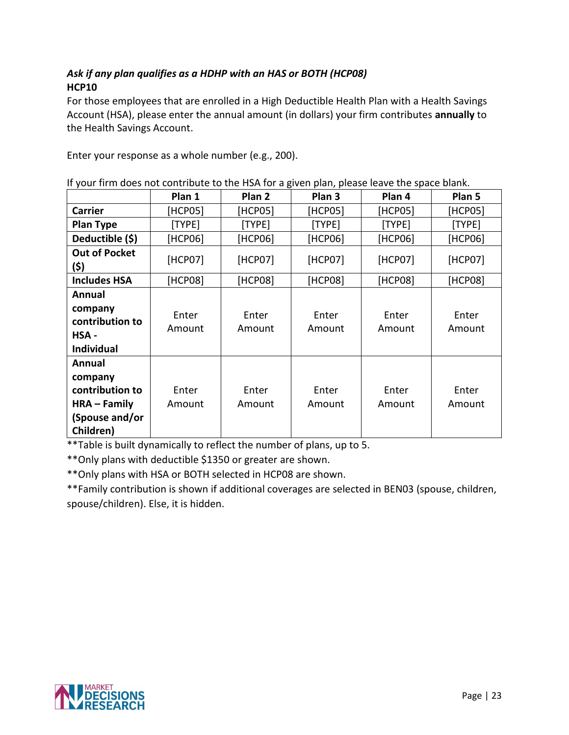*Ask if any plan qualifies as a HDHP with an HAS or BOTH (HCP08)*
**HCP10**
For those employees that are enrolled in a High Deductible Health Plan with a Health Savings Account (HSA), please enter the annual amount (in dollars) your firm contributes **annually** to the Health Savings Account.

Enter your response as a whole number (e.g., 200).

If your firm does not contribute to the HSA for a given plan, please leave the space blank.

| | Plan 1 | Plan 2 | Plan 3 | Plan 4 | Plan 5 |
|---|---|---|---|---|---|
| **Carrier** | [HCP05] | [HCP05] | [HCP05] | [HCP05] | [HCP05] |
| **Plan Type** | [TYPE] | [TYPE] | [TYPE] | [TYPE] | [TYPE] |
| **Deductible ($)** | [HCP06] | [HCP06] | [HCP06] | [HCP06] | [HCP06] |
| **Out of Pocket ($)** | [HCP07] | [HCP07] | [HCP07] | [HCP07] | [HCP07] |
| **Includes HSA** | [HCP08] | [HCP08] | [HCP08] | [HCP08] | [HCP08] |
| **Annual company contribution to HSA - Individual** | Enter Amount | Enter Amount | Enter Amount | Enter Amount | Enter Amount |
| **Annual company contribution to HRA – Family (Spouse and/or Children)** | Enter Amount | Enter Amount | Enter Amount | Enter Amount | Enter Amount |

**Table is built dynamically to reflect the number of plans, up to 5.
**Only plans with deductible $1350 or greater are shown.
**Only plans with HSA or BOTH selected in HCP08 are shown.
**Family contribution is shown if additional coverages are selected in BEN03 (spouse, children, spouse/children). Else, it is hidden.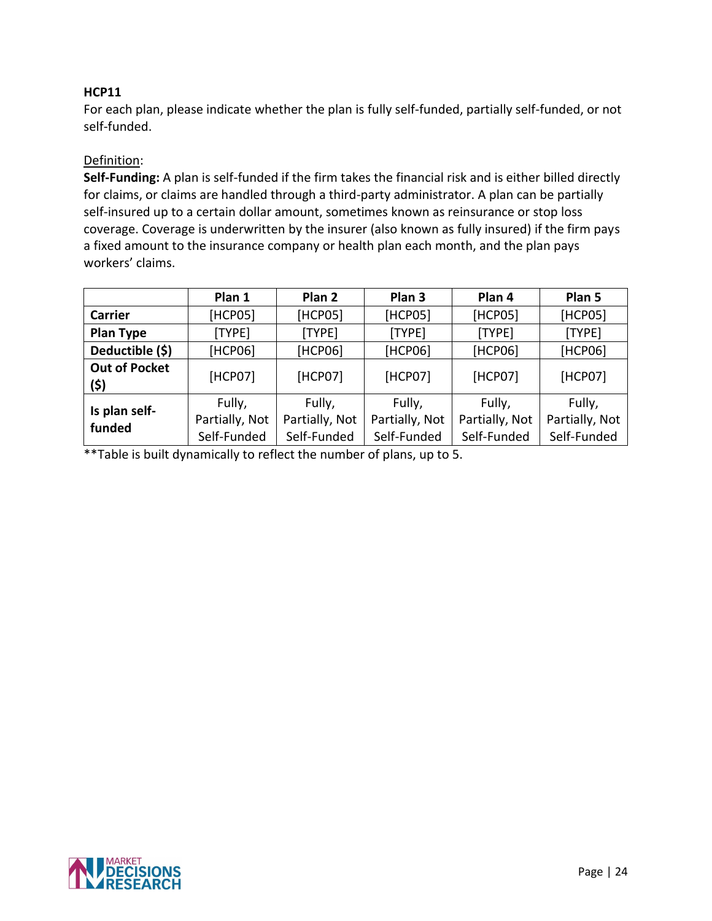**HCP11**

For each plan, please indicate whether the plan is fully self-funded, partially self-funded, or not self-funded.

Definition:

**Self-Funding:** A plan is self-funded if the firm takes the financial risk and is either billed directly for claims, or claims are handled through a third-party administrator. A plan can be partially self-insured up to a certain dollar amount, sometimes known as reinsurance or stop loss coverage. Coverage is underwritten by the insurer (also known as fully insured) if the firm pays a fixed amount to the insurance company or health plan each month, and the plan pays workers' claims.

| | **Plan 1** | **Plan 2** | **Plan 3** | **Plan 4** | **Plan 5** |
|---|---|---|---|---|---|
| **Carrier** | [HCP05] | [HCP05] | [HCP05] | [HCP05] | [HCP05] |
| **Plan Type** | [TYPE] | [TYPE] | [TYPE] | [TYPE] | [TYPE] |
| **Deductible ($)** | [HCP06] | [HCP06] | [HCP06] | [HCP06] | [HCP06] |
| **Out of Pocket ($)** | [HCP07] | [HCP07] | [HCP07] | [HCP07] | [HCP07] |
| **Is plan self-funded** | Fully, Partially, Not Self-Funded | Fully, Partially, Not Self-Funded | Fully, Partially, Not Self-Funded | Fully, Partially, Not Self-Funded | Fully, Partially, Not Self-Funded |

**Table is built dynamically to reflect the number of plans, up to 5.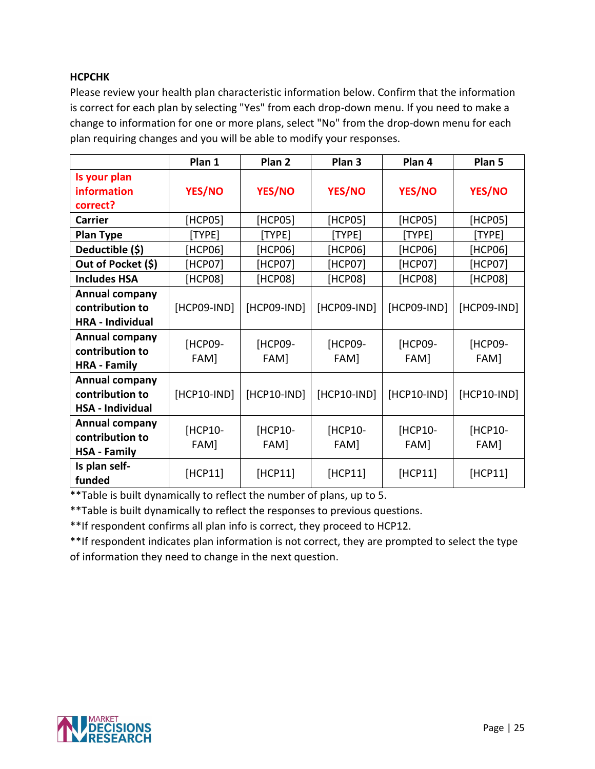**HCPCHK**

Please review your health plan characteristic information below. Confirm that the information is correct for each plan by selecting "Yes" from each drop-down menu. If you need to make a change to information for one or more plans, select "No" from the drop-down menu for each plan requiring changes and you will be able to modify your responses.

| | Plan 1 | Plan 2 | Plan 3 | Plan 4 | Plan 5 |
|---|---|---|---|---|---|
| **Is your plan information correct?** | **YES/NO** | **YES/NO** | **YES/NO** | **YES/NO** | **YES/NO** |
| **Carrier** | [HCP05] | [HCP05] | [HCP05] | [HCP05] | [HCP05] |
| **Plan Type** | [TYPE] | [TYPE] | [TYPE] | [TYPE] | [TYPE] |
| **Deductible ($)** | [HCP06] | [HCP06] | [HCP06] | [HCP06] | [HCP06] |
| **Out of Pocket ($)** | [HCP07] | [HCP07] | [HCP07] | [HCP07] | [HCP07] |
| **Includes HSA** | [HCP08] | [HCP08] | [HCP08] | [HCP08] | [HCP08] |
| **Annual company contribution to HRA - Individual** | [HCP09-IND] | [HCP09-IND] | [HCP09-IND] | [HCP09-IND] | [HCP09-IND] |
| **Annual company contribution to HRA - Family** | [HCP09-FAM] | [HCP09-FAM] | [HCP09-FAM] | [HCP09-FAM] | [HCP09-FAM] |
| **Annual company contribution to HSA - Individual** | [HCP10-IND] | [HCP10-IND] | [HCP10-IND] | [HCP10-IND] | [HCP10-IND] |
| **Annual company contribution to HSA - Family** | [HCP10-FAM] | [HCP10-FAM] | [HCP10-FAM] | [HCP10-FAM] | [HCP10-FAM] |
| **Is plan self-funded** | [HCP11] | [HCP11] | [HCP11] | [HCP11] | [HCP11] |

**Table is built dynamically to reflect the number of plans, up to 5.

**Table is built dynamically to reflect the responses to previous questions.

**If respondent confirms all plan info is correct, they proceed to HCP12.

**If respondent indicates plan information is not correct, they are prompted to select the type of information they need to change in the next question.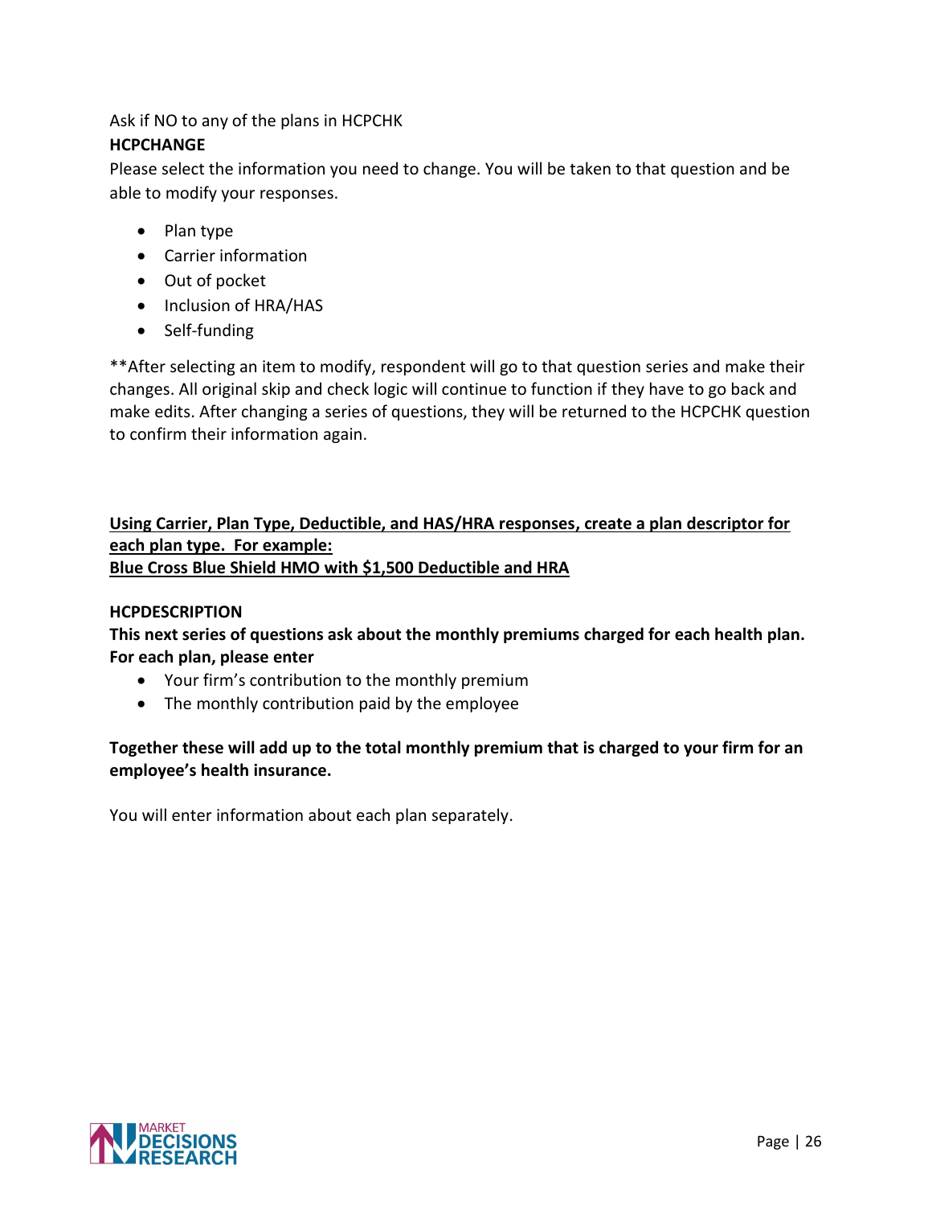Ask if NO to any of the plans in HCPCHK

**HCPCHANGE**

Please select the information you need to change. You will be taken to that question and be able to modify your responses.

- Plan type
- Carrier information
- Out of pocket
- Inclusion of HRA/HAS
- Self-funding

**After selecting an item to modify, respondent will go to that question series and make their changes. All original skip and check logic will continue to function if they have to go back and make edits. After changing a series of questions, they will be returned to the HCPCHK question to confirm their information again.

<u>**Using Carrier, Plan Type, Deductible, and HAS/HRA responses, create a plan descriptor for each plan type. For example:**</u>
<u>**Blue Cross Blue Shield HMO with $1,500 Deductible and HRA**</u>

**HCPDESCRIPTION**

**This next series of questions ask about the monthly premiums charged for each health plan. For each plan, please enter**

- Your firm's contribution to the monthly premium
- The monthly contribution paid by the employee

**Together these will add up to the total monthly premium that is charged to your firm for an employee's health insurance.**

You will enter information about each plan separately.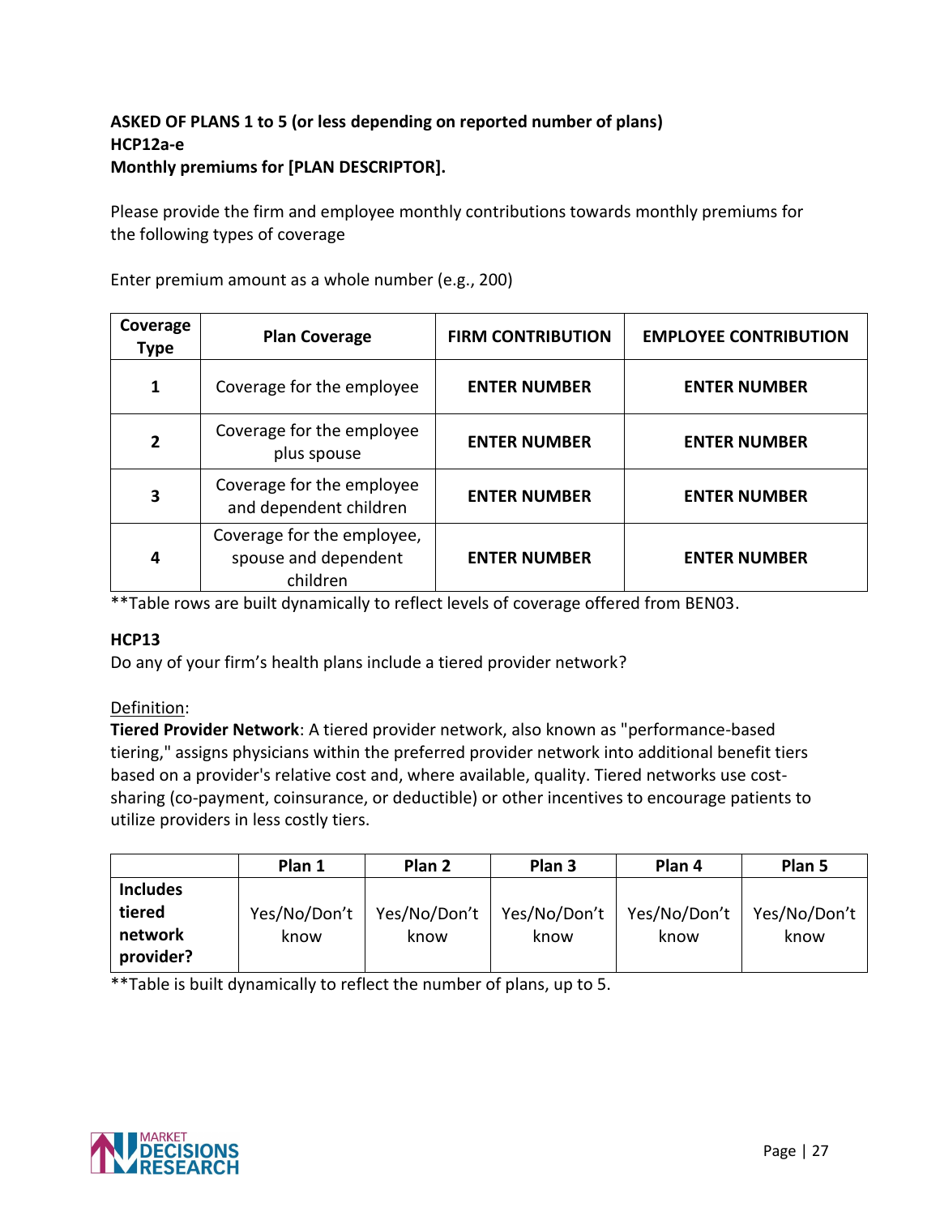**ASKED OF PLANS 1 to 5 (or less depending on reported number of plans)**
**HCP12a-e**
**Monthly premiums for [PLAN DESCRIPTOR].**

Please provide the firm and employee monthly contributions towards monthly premiums for the following types of coverage

Enter premium amount as a whole number (e.g., 200)

| Coverage Type | Plan Coverage | FIRM CONTRIBUTION | EMPLOYEE CONTRIBUTION |
|---|---|---|---|
| 1 | Coverage for the employee | ENTER NUMBER | ENTER NUMBER |
| 2 | Coverage for the employee plus spouse | ENTER NUMBER | ENTER NUMBER |
| 3 | Coverage for the employee and dependent children | ENTER NUMBER | ENTER NUMBER |
| 4 | Coverage for the employee, spouse and dependent children | ENTER NUMBER | ENTER NUMBER |

**Table rows are built dynamically to reflect levels of coverage offered from BEN03.

**HCP13**
Do any of your firm's health plans include a tiered provider network?

Definition:
**Tiered Provider Network**: A tiered provider network, also known as "performance-based tiering," assigns physicians within the preferred provider network into additional benefit tiers based on a provider's relative cost and, where available, quality. Tiered networks use cost-sharing (co-payment, coinsurance, or deductible) or other incentives to encourage patients to utilize providers in less costly tiers.

| | Plan 1 | Plan 2 | Plan 3 | Plan 4 | Plan 5 |
|---|---|---|---|---|---|
| **Includes tiered network provider?** | Yes/No/Don't know | Yes/No/Don't know | Yes/No/Don't know | Yes/No/Don't know | Yes/No/Don't know |

**Table is built dynamically to reflect the number of plans, up to 5.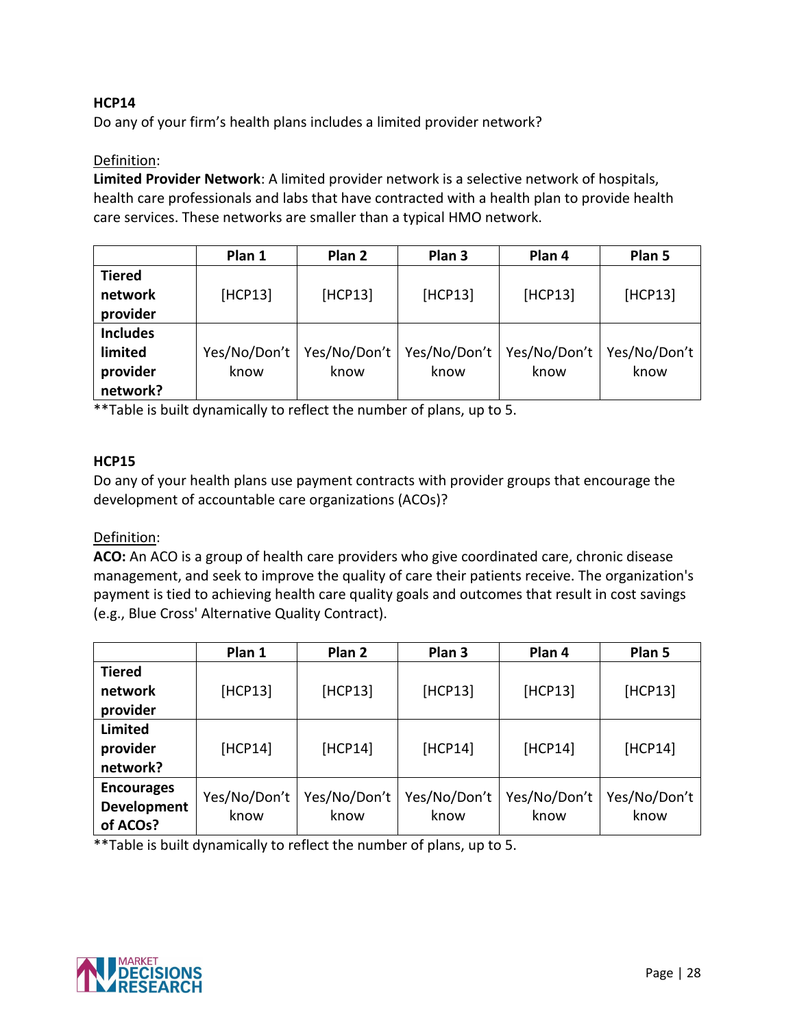**HCP14**

Do any of your firm's health plans includes a limited provider network?

Definition:

**Limited Provider Network**: A limited provider network is a selective network of hospitals, health care professionals and labs that have contracted with a health plan to provide health care services. These networks are smaller than a typical HMO network.

| | Plan 1 | Plan 2 | Plan 3 | Plan 4 | Plan 5 |
|---|---|---|---|---|---|
| **Tiered network provider** | [HCP13] | [HCP13] | [HCP13] | [HCP13] | [HCP13] |
| **Includes limited provider network?** | Yes/No/Don't know | Yes/No/Don't know | Yes/No/Don't know | Yes/No/Don't know | Yes/No/Don't know |

**Table is built dynamically to reflect the number of plans, up to 5.

**HCP15**

Do any of your health plans use payment contracts with provider groups that encourage the development of accountable care organizations (ACOs)?

Definition:

**ACO:** An ACO is a group of health care providers who give coordinated care, chronic disease management, and seek to improve the quality of care their patients receive. The organization's payment is tied to achieving health care quality goals and outcomes that result in cost savings (e.g., Blue Cross' Alternative Quality Contract).

| | Plan 1 | Plan 2 | Plan 3 | Plan 4 | Plan 5 |
|---|---|---|---|---|---|
| **Tiered network provider** | [HCP13] | [HCP13] | [HCP13] | [HCP13] | [HCP13] |
| **Limited provider network?** | [HCP14] | [HCP14] | [HCP14] | [HCP14] | [HCP14] |
| **Encourages Development of ACOs?** | Yes/No/Don't know | Yes/No/Don't know | Yes/No/Don't know | Yes/No/Don't know | Yes/No/Don't know |

**Table is built dynamically to reflect the number of plans, up to 5.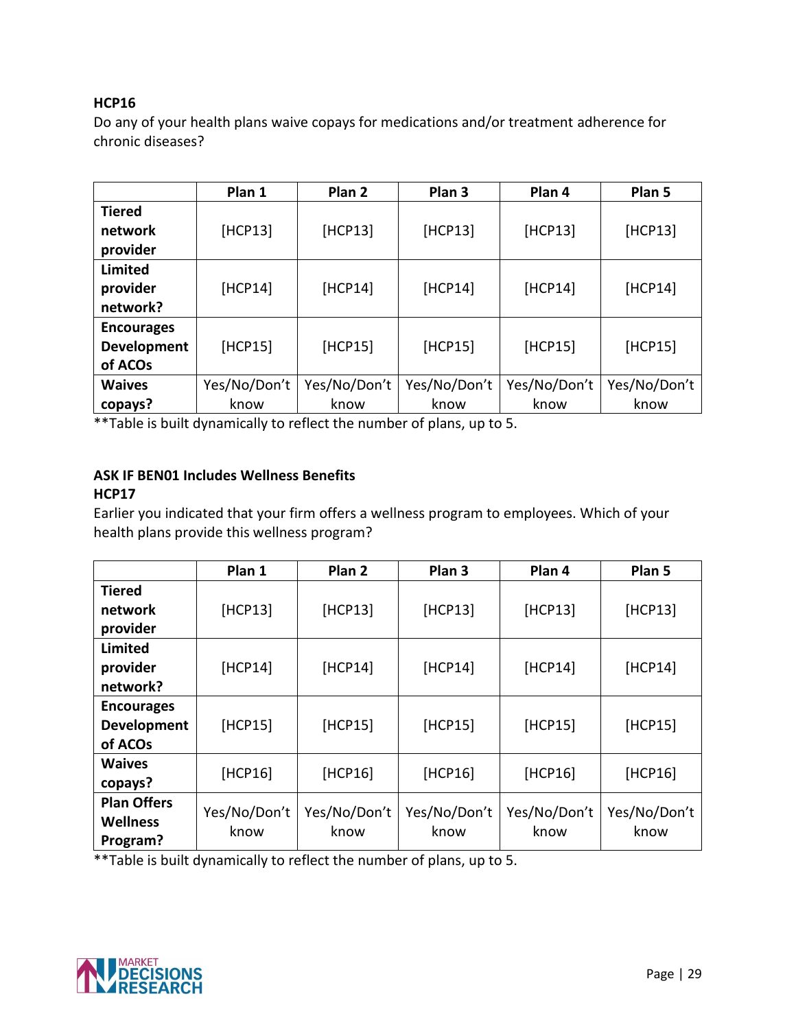**HCP16**

Do any of your health plans waive copays for medications and/or treatment adherence for chronic diseases?

| | Plan 1 | Plan 2 | Plan 3 | Plan 4 | Plan 5 |
|---|---|---|---|---|---|
| **Tiered network provider** | [HCP13] | [HCP13] | [HCP13] | [HCP13] | [HCP13] |
| **Limited provider network?** | [HCP14] | [HCP14] | [HCP14] | [HCP14] | [HCP14] |
| **Encourages Development of ACOs** | [HCP15] | [HCP15] | [HCP15] | [HCP15] | [HCP15] |
| **Waives copays?** | Yes/No/Don't know | Yes/No/Don't know | Yes/No/Don't know | Yes/No/Don't know | Yes/No/Don't know |

**Table is built dynamically to reflect the number of plans, up to 5.

**ASK IF BEN01 Includes Wellness Benefits**

**HCP17**

Earlier you indicated that your firm offers a wellness program to employees. Which of your health plans provide this wellness program?

| | Plan 1 | Plan 2 | Plan 3 | Plan 4 | Plan 5 |
|---|---|---|---|---|---|
| **Tiered network provider** | [HCP13] | [HCP13] | [HCP13] | [HCP13] | [HCP13] |
| **Limited provider network?** | [HCP14] | [HCP14] | [HCP14] | [HCP14] | [HCP14] |
| **Encourages Development of ACOs** | [HCP15] | [HCP15] | [HCP15] | [HCP15] | [HCP15] |
| **Waives copays?** | [HCP16] | [HCP16] | [HCP16] | [HCP16] | [HCP16] |
| **Plan Offers Wellness Program?** | Yes/No/Don't know | Yes/No/Don't know | Yes/No/Don't know | Yes/No/Don't know | Yes/No/Don't know |

**Table is built dynamically to reflect the number of plans, up to 5.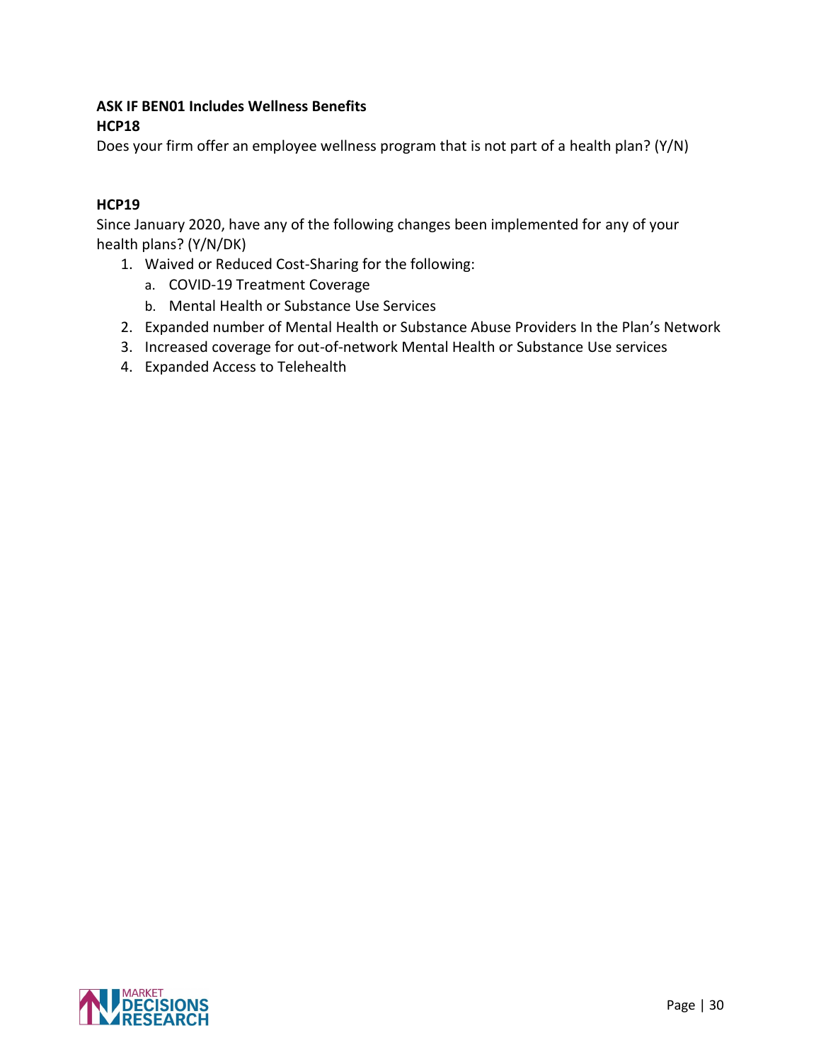**ASK IF BEN01 Includes Wellness Benefits**

**HCP18**

Does your firm offer an employee wellness program that is not part of a health plan? (Y/N)

**HCP19**

Since January 2020, have any of the following changes been implemented for any of your health plans? (Y/N/DK)

1. Waived or Reduced Cost-Sharing for the following:
   a. COVID-19 Treatment Coverage
   b. Mental Health or Substance Use Services
2. Expanded number of Mental Health or Substance Abuse Providers In the Plan's Network
3. Increased coverage for out-of-network Mental Health or Substance Use services
4. Expanded Access to Telehealth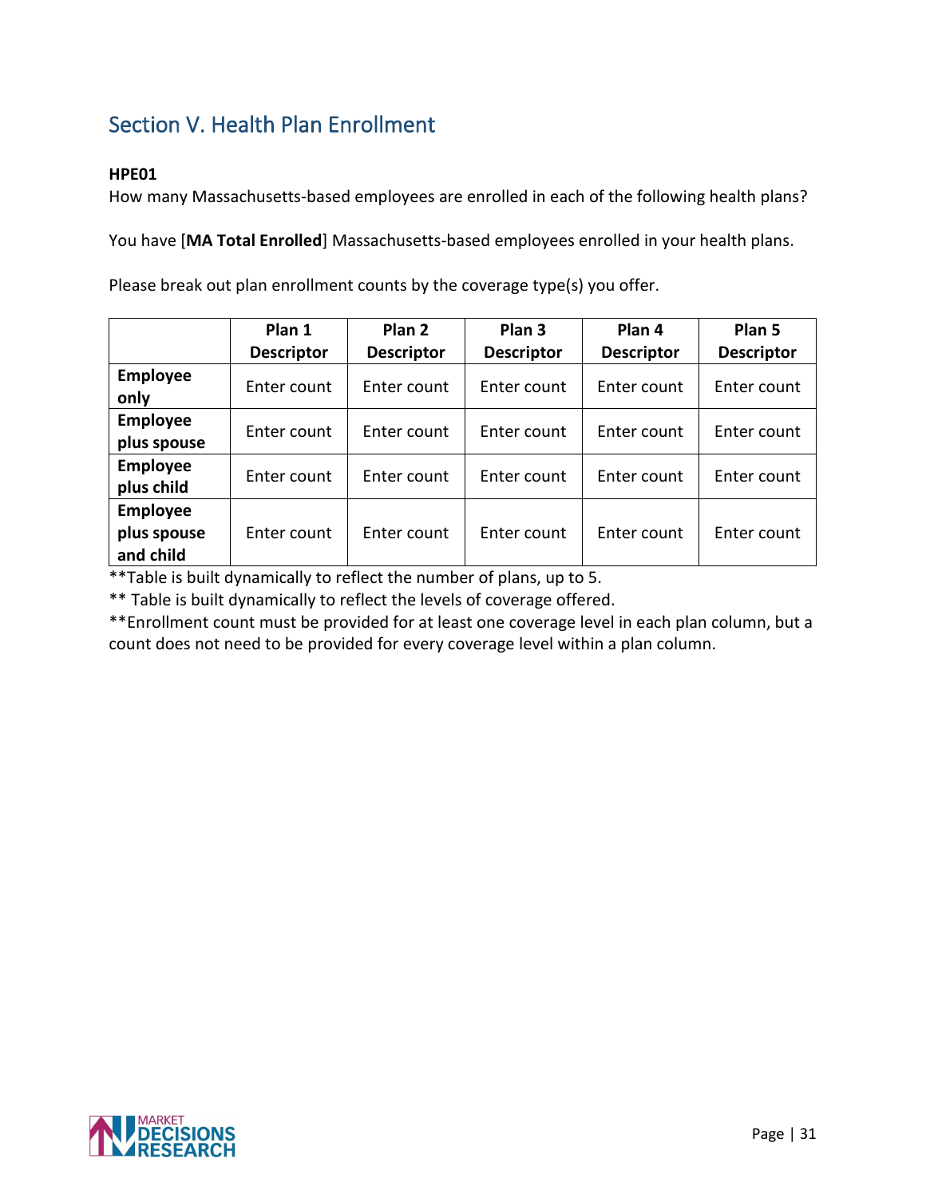## Section V. Health Plan Enrollment

**HPE01**

How many Massachusetts-based employees are enrolled in each of the following health plans?

You have [**MA Total Enrolled**] Massachusetts-based employees enrolled in your health plans.

Please break out plan enrollment counts by the coverage type(s) you offer.

| | Plan 1 Descriptor | Plan 2 Descriptor | Plan 3 Descriptor | Plan 4 Descriptor | Plan 5 Descriptor |
|---|---|---|---|---|---|
| **Employee only** | Enter count | Enter count | Enter count | Enter count | Enter count |
| **Employee plus spouse** | Enter count | Enter count | Enter count | Enter count | Enter count |
| **Employee plus child** | Enter count | Enter count | Enter count | Enter count | Enter count |
| **Employee plus spouse and child** | Enter count | Enter count | Enter count | Enter count | Enter count |

**Table is built dynamically to reflect the number of plans, up to 5.

** Table is built dynamically to reflect the levels of coverage offered.

**Enrollment count must be provided for at least one coverage level in each plan column, but a count does not need to be provided for every coverage level within a plan column.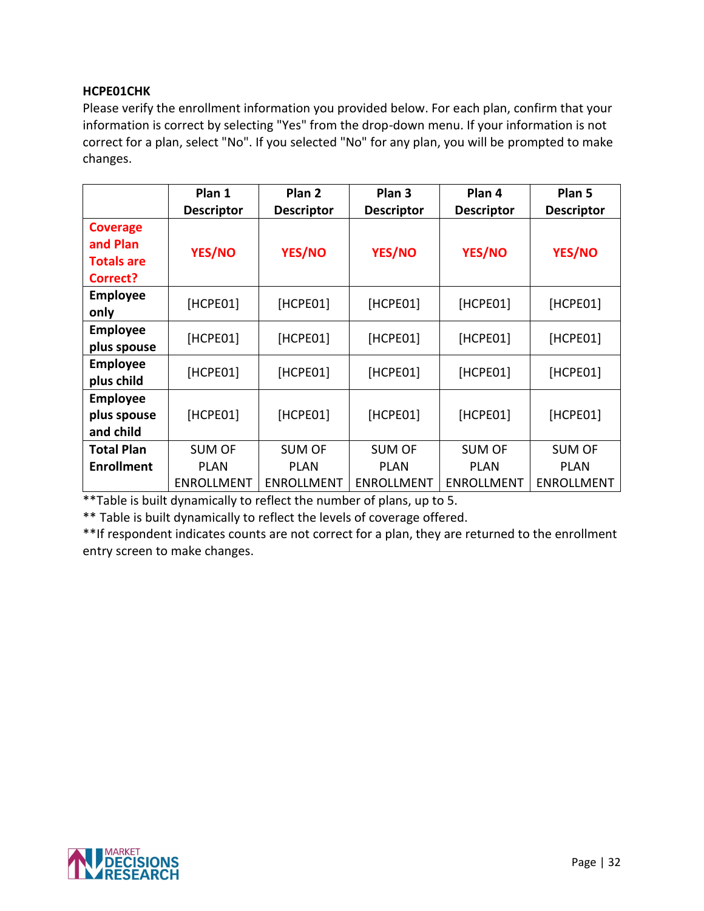**HCPE01CHK**

Please verify the enrollment information you provided below. For each plan, confirm that your information is correct by selecting "Yes" from the drop-down menu. If your information is not correct for a plan, select "No". If you selected "No" for any plan, you will be prompted to make changes.

| | Plan 1 Descriptor | Plan 2 Descriptor | Plan 3 Descriptor | Plan 4 Descriptor | Plan 5 Descriptor |
|---|---|---|---|---|---|
| **Coverage and Plan Totals are Correct?** | **YES/NO** | **YES/NO** | **YES/NO** | **YES/NO** | **YES/NO** |
| **Employee only** | [HCPE01] | [HCPE01] | [HCPE01] | [HCPE01] | [HCPE01] |
| **Employee plus spouse** | [HCPE01] | [HCPE01] | [HCPE01] | [HCPE01] | [HCPE01] |
| **Employee plus child** | [HCPE01] | [HCPE01] | [HCPE01] | [HCPE01] | [HCPE01] |
| **Employee plus spouse and child** | [HCPE01] | [HCPE01] | [HCPE01] | [HCPE01] | [HCPE01] |
| **Total Plan Enrollment** | SUM OF PLAN ENROLLMENT | SUM OF PLAN ENROLLMENT | SUM OF PLAN ENROLLMENT | SUM OF PLAN ENROLLMENT | SUM OF PLAN ENROLLMENT |

**Table is built dynamically to reflect the number of plans, up to 5.

** Table is built dynamically to reflect the levels of coverage offered.

**If respondent indicates counts are not correct for a plan, they are returned to the enrollment entry screen to make changes.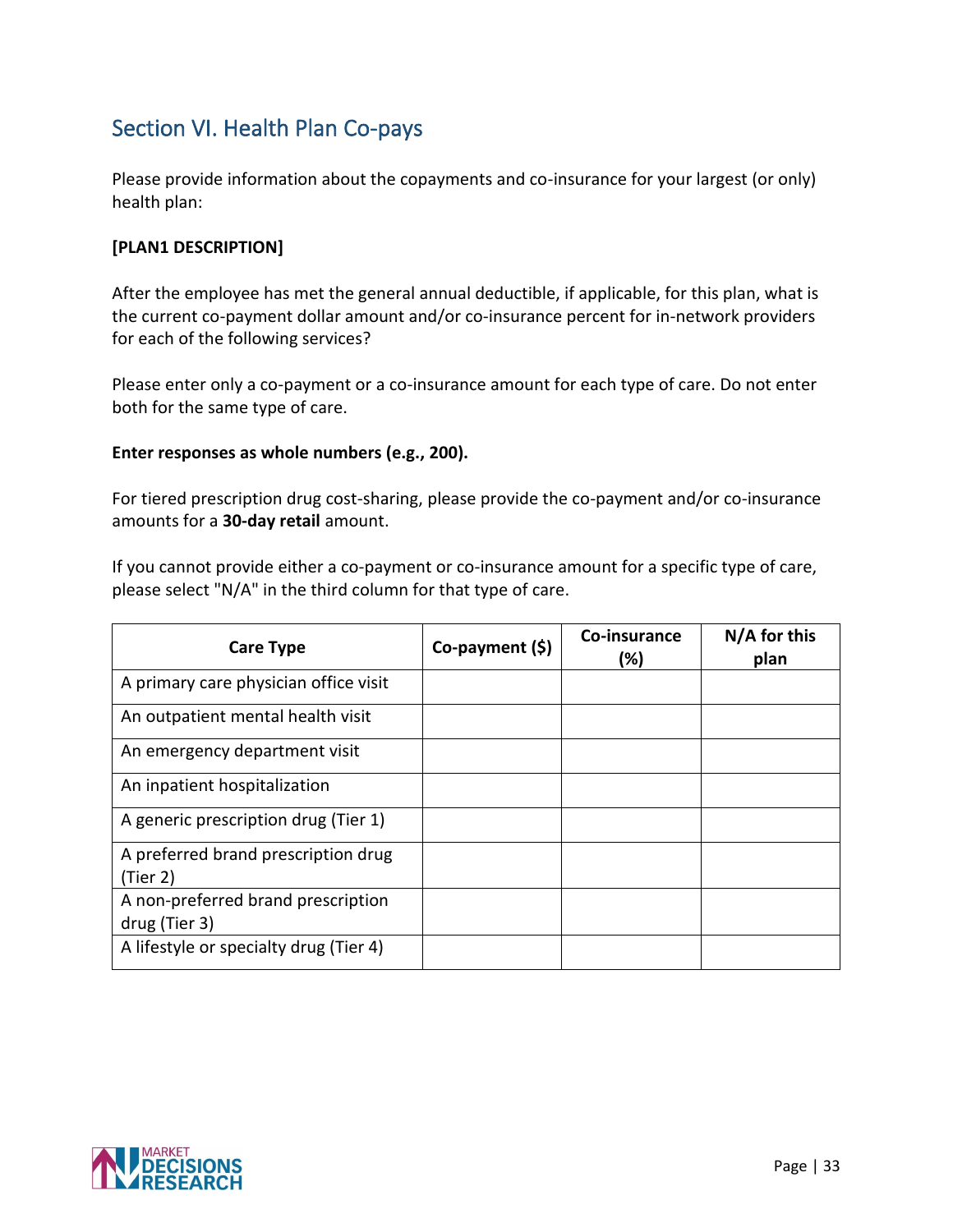## Section VI. Health Plan Co-pays

Please provide information about the copayments and co-insurance for your largest (or only) health plan:

**[PLAN1 DESCRIPTION]**

After the employee has met the general annual deductible, if applicable, for this plan, what is the current co-payment dollar amount and/or co-insurance percent for in-network providers for each of the following services?

Please enter only a co-payment or a co-insurance amount for each type of care. Do not enter both for the same type of care.

**Enter responses as whole numbers (e.g., 200).**

For tiered prescription drug cost-sharing, please provide the co-payment and/or co-insurance amounts for a **30-day retail** amount.

If you cannot provide either a co-payment or co-insurance amount for a specific type of care, please select "N/A" in the third column for that type of care.

| Care Type | Co-payment ($) | Co-insurance (%) | N/A for this plan |
|---|---|---|---|
| A primary care physician office visit | | | |
| An outpatient mental health visit | | | |
| An emergency department visit | | | |
| An inpatient hospitalization | | | |
| A generic prescription drug (Tier 1) | | | |
| A preferred brand prescription drug (Tier 2) | | | |
| A non-preferred brand prescription drug (Tier 3) | | | |
| A lifestyle or specialty drug (Tier 4) | | | |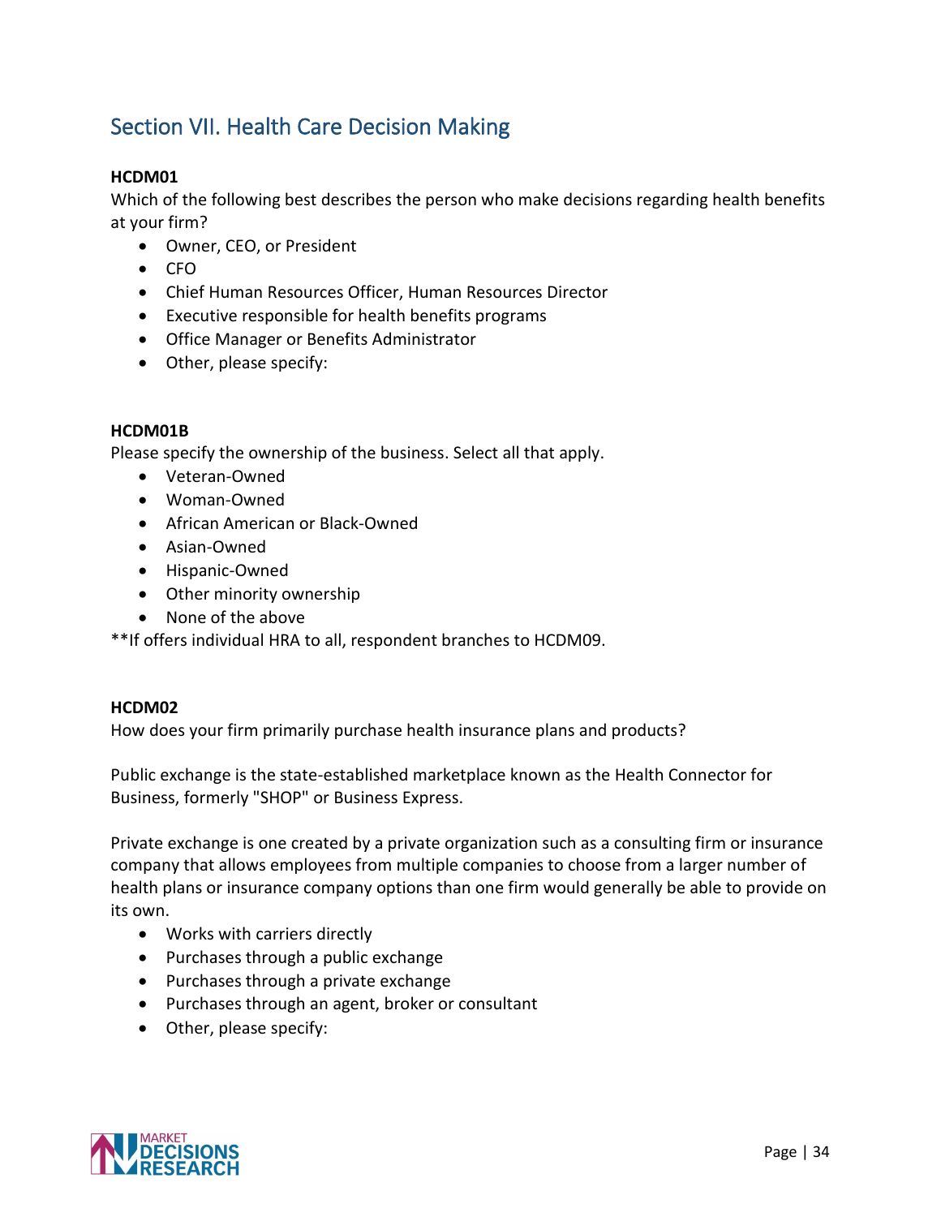## Section VII. Health Care Decision Making

**HCDM01**

Which of the following best describes the person who make decisions regarding health benefits at your firm?

- Owner, CEO, or President
- CFO
- Chief Human Resources Officer, Human Resources Director
- Executive responsible for health benefits programs
- Office Manager or Benefits Administrator
- Other, please specify:

**HCDM01B**

Please specify the ownership of the business. Select all that apply.

- Veteran-Owned
- Woman-Owned
- African American or Black-Owned
- Asian-Owned
- Hispanic-Owned
- Other minority ownership
- None of the above

**If offers individual HRA to all, respondent branches to HCDM09.

**HCDM02**

How does your firm primarily purchase health insurance plans and products?

Public exchange is the state-established marketplace known as the Health Connector for Business, formerly "SHOP" or Business Express.

Private exchange is one created by a private organization such as a consulting firm or insurance company that allows employees from multiple companies to choose from a larger number of health plans or insurance company options than one firm would generally be able to provide on its own.

- Works with carriers directly
- Purchases through a public exchange
- Purchases through a private exchange
- Purchases through an agent, broker or consultant
- Other, please specify: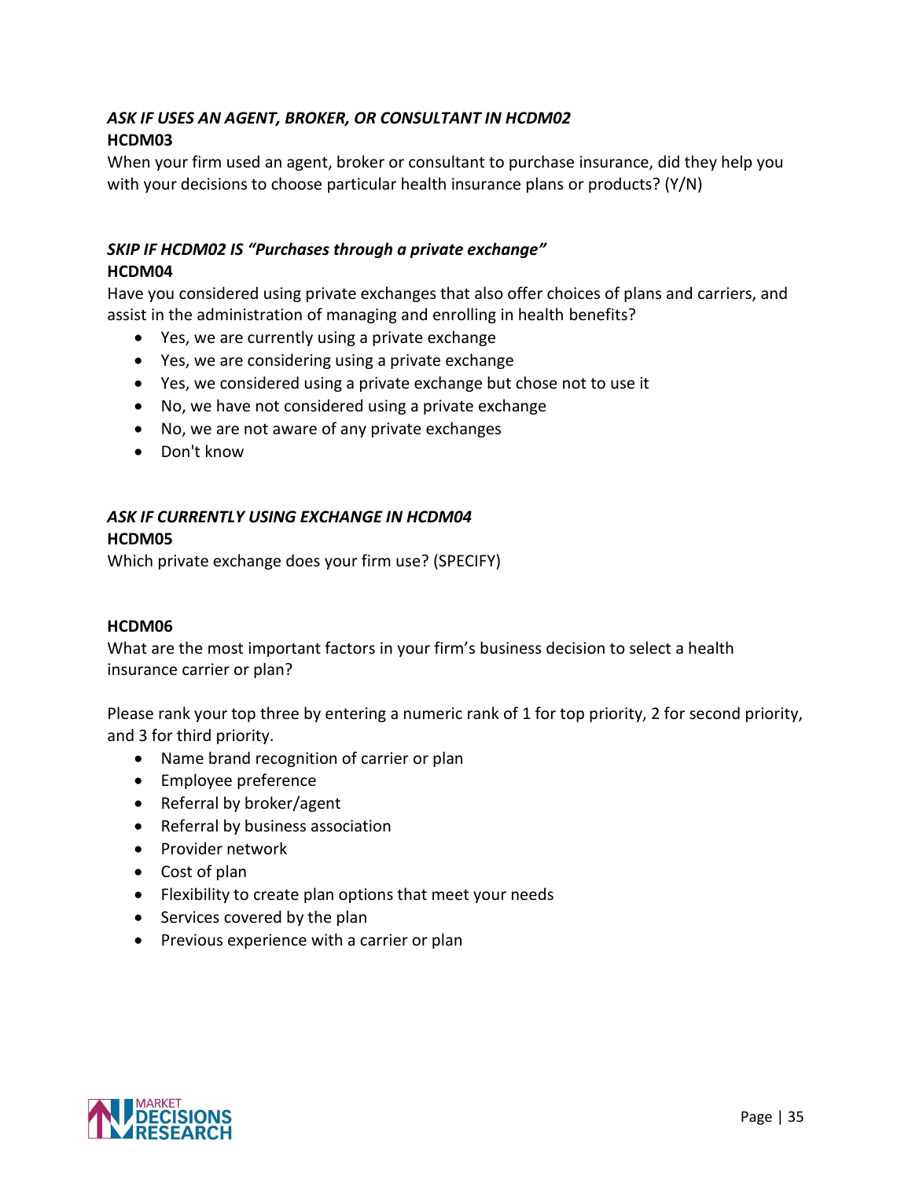***ASK IF USES AN AGENT, BROKER, OR CONSULTANT IN HCDM02***
**HCDM03**
When your firm used an agent, broker or consultant to purchase insurance, did they help you with your decisions to choose particular health insurance plans or products? (Y/N)

***SKIP IF HCDM02 IS "Purchases through a private exchange"***
**HCDM04**
Have you considered using private exchanges that also offer choices of plans and carriers, and assist in the administration of managing and enrolling in health benefits?

- Yes, we are currently using a private exchange
- Yes, we are considering using a private exchange
- Yes, we considered using a private exchange but chose not to use it
- No, we have not considered using a private exchange
- No, we are not aware of any private exchanges
- Don't know

***ASK IF CURRENTLY USING EXCHANGE IN HCDM04***
**HCDM05**
Which private exchange does your firm use? (SPECIFY)

**HCDM06**
What are the most important factors in your firm's business decision to select a health insurance carrier or plan?

Please rank your top three by entering a numeric rank of 1 for top priority, 2 for second priority, and 3 for third priority.

- Name brand recognition of carrier or plan
- Employee preference
- Referral by broker/agent
- Referral by business association
- Provider network
- Cost of plan
- Flexibility to create plan options that meet your needs
- Services covered by the plan
- Previous experience with a carrier or plan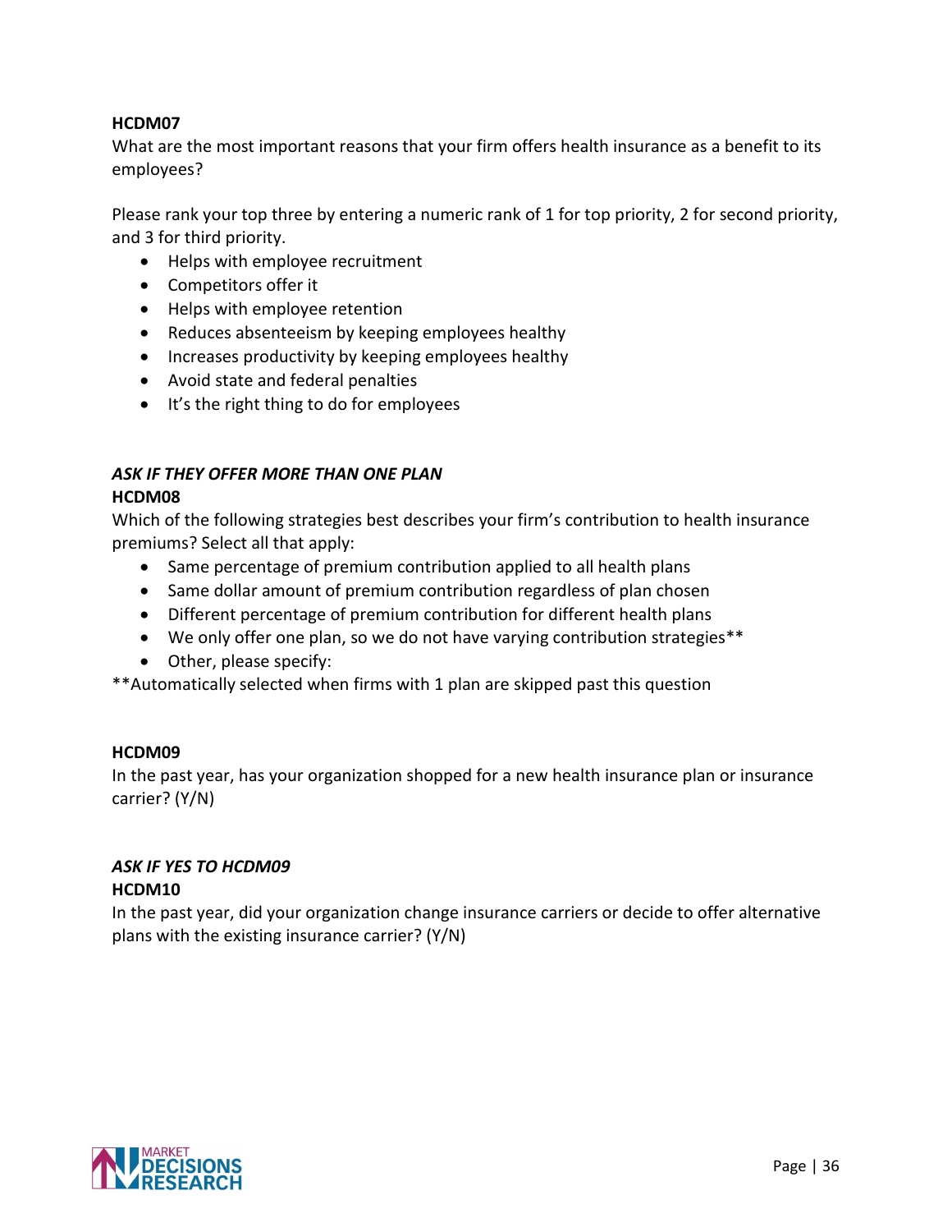**HCDM07**

What are the most important reasons that your firm offers health insurance as a benefit to its employees?

Please rank your top three by entering a numeric rank of 1 for top priority, 2 for second priority, and 3 for third priority.

- Helps with employee recruitment
- Competitors offer it
- Helps with employee retention
- Reduces absenteeism by keeping employees healthy
- Increases productivity by keeping employees healthy
- Avoid state and federal penalties
- It's the right thing to do for employees

***ASK IF THEY OFFER MORE THAN ONE PLAN***

**HCDM08**

Which of the following strategies best describes your firm's contribution to health insurance premiums? Select all that apply:

- Same percentage of premium contribution applied to all health plans
- Same dollar amount of premium contribution regardless of plan chosen
- Different percentage of premium contribution for different health plans
- We only offer one plan, so we do not have varying contribution strategies**
- Other, please specify:

**Automatically selected when firms with 1 plan are skipped past this question

**HCDM09**

In the past year, has your organization shopped for a new health insurance plan or insurance carrier? (Y/N)

***ASK IF YES TO HCDM09***

**HCDM10**

In the past year, did your organization change insurance carriers or decide to offer alternative plans with the existing insurance carrier? (Y/N)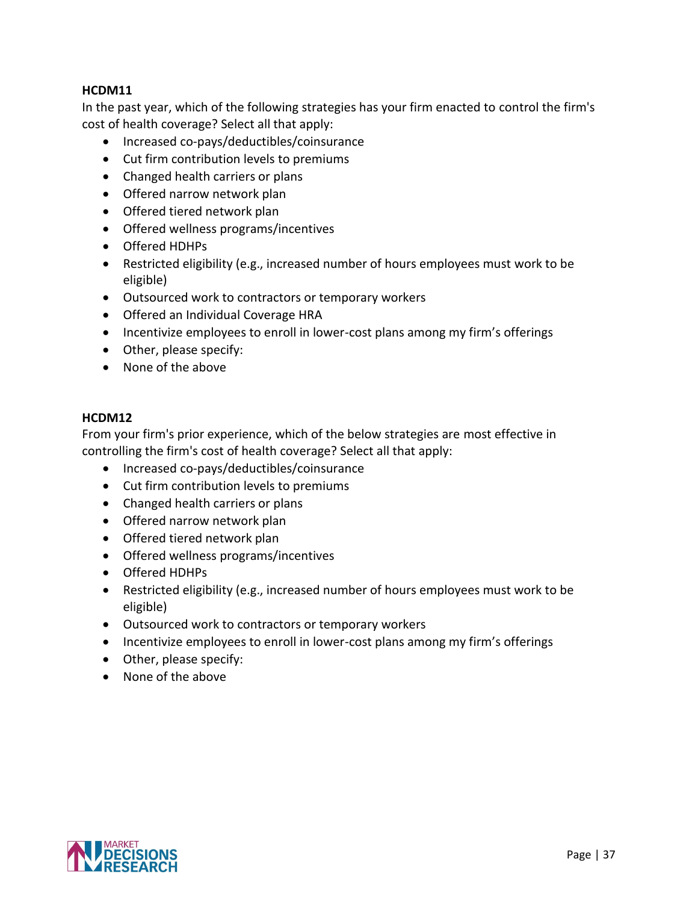**HCDM11**

In the past year, which of the following strategies has your firm enacted to control the firm's cost of health coverage? Select all that apply:

- Increased co-pays/deductibles/coinsurance
- Cut firm contribution levels to premiums
- Changed health carriers or plans
- Offered narrow network plan
- Offered tiered network plan
- Offered wellness programs/incentives
- Offered HDHPs
- Restricted eligibility (e.g., increased number of hours employees must work to be eligible)
- Outsourced work to contractors or temporary workers
- Offered an Individual Coverage HRA
- Incentivize employees to enroll in lower-cost plans among my firm's offerings
- Other, please specify:
- None of the above

**HCDM12**

From your firm's prior experience, which of the below strategies are most effective in controlling the firm's cost of health coverage? Select all that apply:

- Increased co-pays/deductibles/coinsurance
- Cut firm contribution levels to premiums
- Changed health carriers or plans
- Offered narrow network plan
- Offered tiered network plan
- Offered wellness programs/incentives
- Offered HDHPs
- Restricted eligibility (e.g., increased number of hours employees must work to be eligible)
- Outsourced work to contractors or temporary workers
- Incentivize employees to enroll in lower-cost plans among my firm's offerings
- Other, please specify:
- None of the above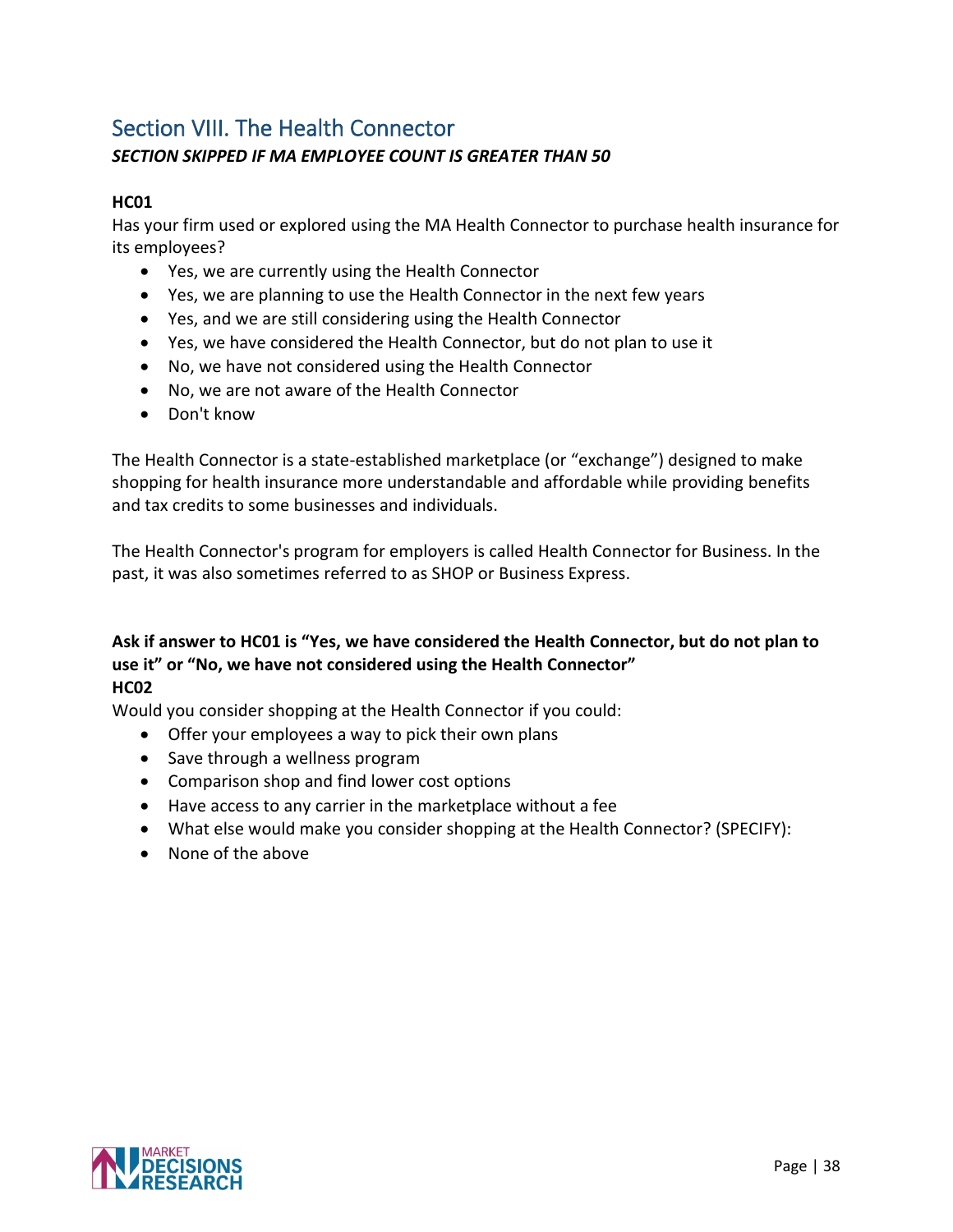## Section VIII. The Health Connector

***SECTION SKIPPED IF MA EMPLOYEE COUNT IS GREATER THAN 50***

**HC01**

Has your firm used or explored using the MA Health Connector to purchase health insurance for its employees?

- Yes, we are currently using the Health Connector
- Yes, we are planning to use the Health Connector in the next few years
- Yes, and we are still considering using the Health Connector
- Yes, we have considered the Health Connector, but do not plan to use it
- No, we have not considered using the Health Connector
- No, we are not aware of the Health Connector
- Don't know

The Health Connector is a state-established marketplace (or "exchange") designed to make shopping for health insurance more understandable and affordable while providing benefits and tax credits to some businesses and individuals.

The Health Connector's program for employers is called Health Connector for Business. In the past, it was also sometimes referred to as SHOP or Business Express.

**Ask if answer to HC01 is "Yes, we have considered the Health Connector, but do not plan to use it" or "No, we have not considered using the Health Connector"**

**HC02**

Would you consider shopping at the Health Connector if you could:

- Offer your employees a way to pick their own plans
- Save through a wellness program
- Comparison shop and find lower cost options
- Have access to any carrier in the marketplace without a fee
- What else would make you consider shopping at the Health Connector? (SPECIFY):
- None of the above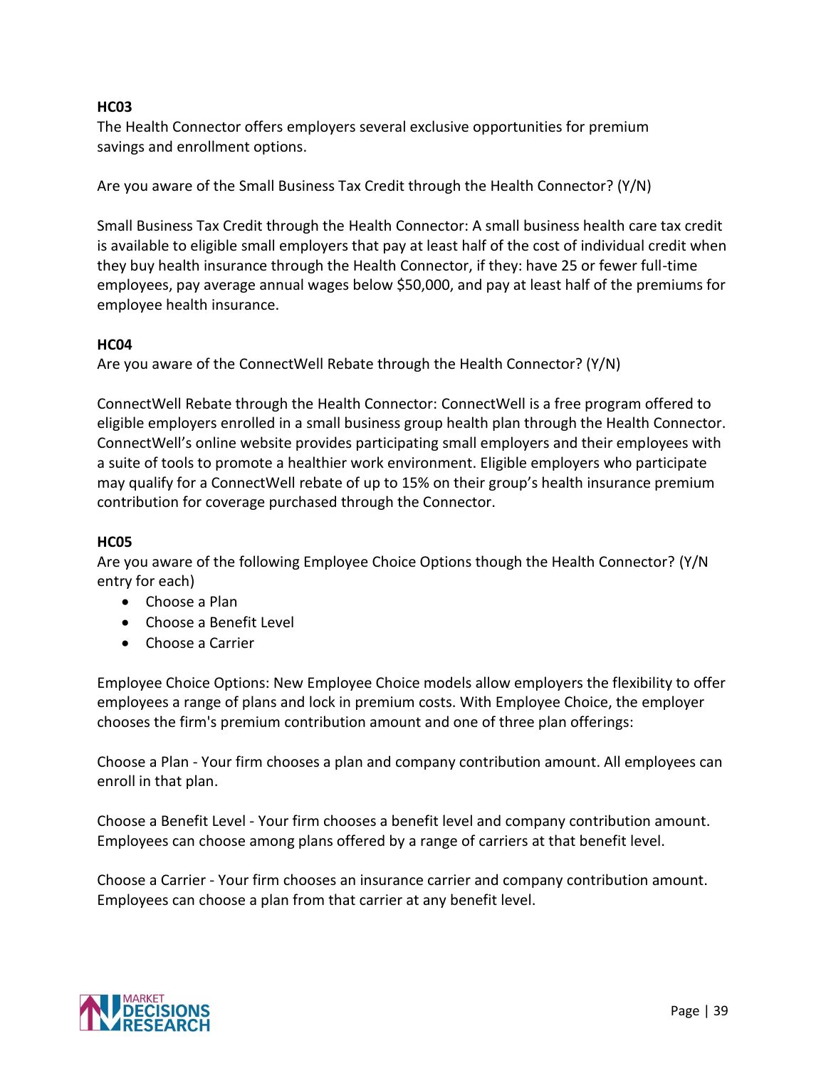**HC03**

The Health Connector offers employers several exclusive opportunities for premium savings and enrollment options.

Are you aware of the Small Business Tax Credit through the Health Connector? (Y/N)

Small Business Tax Credit through the Health Connector: A small business health care tax credit is available to eligible small employers that pay at least half of the cost of individual credit when they buy health insurance through the Health Connector, if they: have 25 or fewer full-time employees, pay average annual wages below $50,000, and pay at least half of the premiums for employee health insurance.

**HC04**

Are you aware of the ConnectWell Rebate through the Health Connector? (Y/N)

ConnectWell Rebate through the Health Connector: ConnectWell is a free program offered to eligible employers enrolled in a small business group health plan through the Health Connector. ConnectWell's online website provides participating small employers and their employees with a suite of tools to promote a healthier work environment. Eligible employers who participate may qualify for a ConnectWell rebate of up to 15% on their group's health insurance premium contribution for coverage purchased through the Connector.

**HC05**

Are you aware of the following Employee Choice Options though the Health Connector? (Y/N entry for each)

- Choose a Plan
- Choose a Benefit Level
- Choose a Carrier

Employee Choice Options: New Employee Choice models allow employers the flexibility to offer employees a range of plans and lock in premium costs. With Employee Choice, the employer chooses the firm's premium contribution amount and one of three plan offerings:

Choose a Plan - Your firm chooses a plan and company contribution amount. All employees can enroll in that plan.

Choose a Benefit Level - Your firm chooses a benefit level and company contribution amount. Employees can choose among plans offered by a range of carriers at that benefit level.

Choose a Carrier - Your firm chooses an insurance carrier and company contribution amount. Employees can choose a plan from that carrier at any benefit level.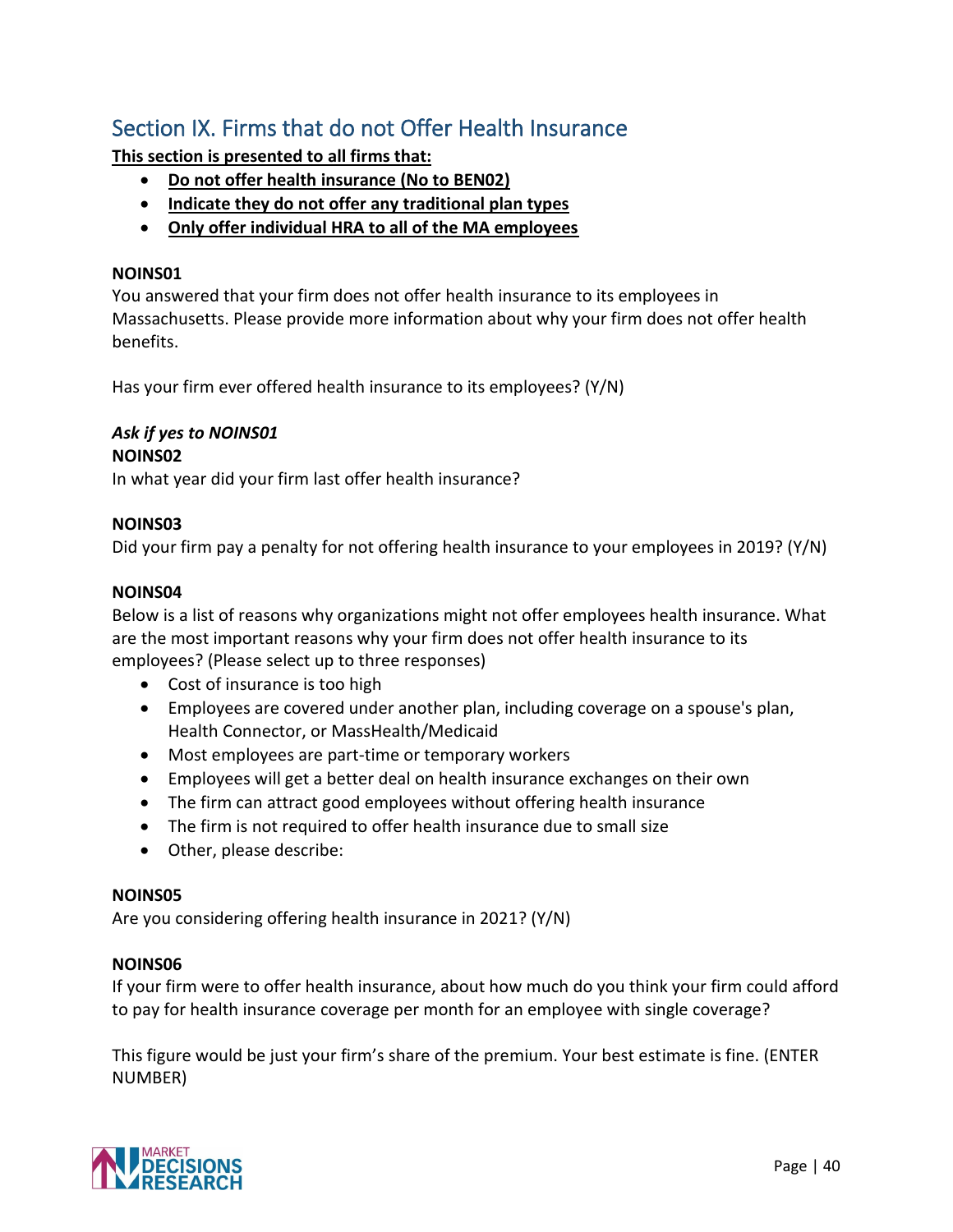## Section IX. Firms that do not Offer Health Insurance

**<u>This section is presented to all firms that:</u>**

- **<u>Do not offer health insurance (No to BEN02)</u>**
- **<u>Indicate they do not offer any traditional plan types</u>**
- **<u>Only offer individual HRA to all of the MA employees</u>**

**NOINS01**

You answered that your firm does not offer health insurance to its employees in Massachusetts. Please provide more information about why your firm does not offer health benefits.

Has your firm ever offered health insurance to its employees? (Y/N)

***Ask if yes to NOINS01***

**NOINS02**

In what year did your firm last offer health insurance?

**NOINS03**

Did your firm pay a penalty for not offering health insurance to your employees in 2019? (Y/N)

**NOINS04**

Below is a list of reasons why organizations might not offer employees health insurance. What are the most important reasons why your firm does not offer health insurance to its employees? (Please select up to three responses)

- Cost of insurance is too high
- Employees are covered under another plan, including coverage on a spouse's plan, Health Connector, or MassHealth/Medicaid
- Most employees are part-time or temporary workers
- Employees will get a better deal on health insurance exchanges on their own
- The firm can attract good employees without offering health insurance
- The firm is not required to offer health insurance due to small size
- Other, please describe:

**NOINS05**

Are you considering offering health insurance in 2021? (Y/N)

**NOINS06**

If your firm were to offer health insurance, about how much do you think your firm could afford to pay for health insurance coverage per month for an employee with single coverage?

This figure would be just your firm's share of the premium. Your best estimate is fine. (ENTER NUMBER)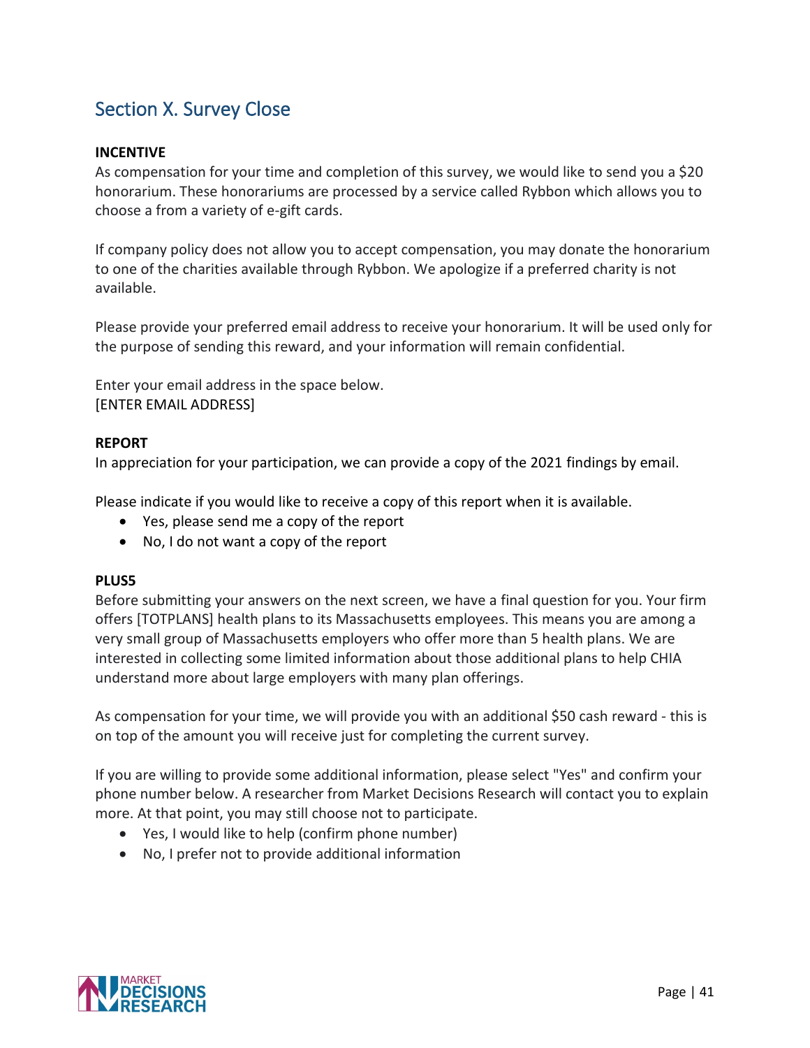## Section X. Survey Close

**INCENTIVE**

As compensation for your time and completion of this survey, we would like to send you a $20 honorarium. These honorariums are processed by a service called Rybbon which allows you to choose a from a variety of e-gift cards.

If company policy does not allow you to accept compensation, you may donate the honorarium to one of the charities available through Rybbon. We apologize if a preferred charity is not available.

Please provide your preferred email address to receive your honorarium. It will be used only for the purpose of sending this reward, and your information will remain confidential.

Enter your email address in the space below.
[ENTER EMAIL ADDRESS]

**REPORT**

In appreciation for your participation, we can provide a copy of the 2021 findings by email.

Please indicate if you would like to receive a copy of this report when it is available.

- Yes, please send me a copy of the report
- No, I do not want a copy of the report

**PLUS5**

Before submitting your answers on the next screen, we have a final question for you. Your firm offers [TOTPLANS] health plans to its Massachusetts employees. This means you are among a very small group of Massachusetts employers who offer more than 5 health plans. We are interested in collecting some limited information about those additional plans to help CHIA understand more about large employers with many plan offerings.

As compensation for your time, we will provide you with an additional $50 cash reward - this is on top of the amount you will receive just for completing the current survey.

If you are willing to provide some additional information, please select "Yes" and confirm your phone number below. A researcher from Market Decisions Research will contact you to explain more. At that point, you may still choose not to participate.

- Yes, I would like to help (confirm phone number)
- No, I prefer not to provide additional information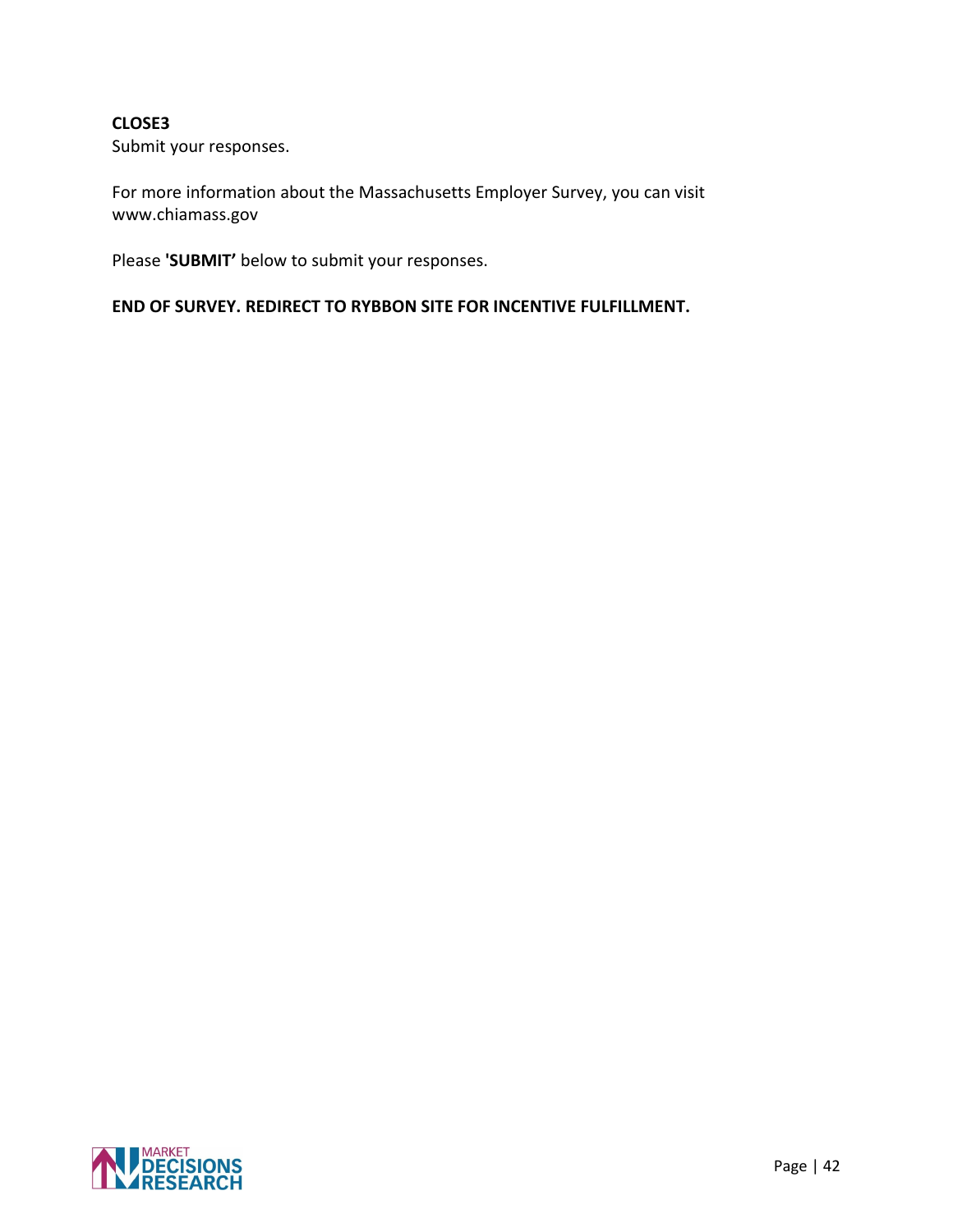**CLOSE3**
Submit your responses.

For more information about the Massachusetts Employer Survey, you can visit www.chiamass.gov

Please **'SUBMIT'** below to submit your responses.

**END OF SURVEY. REDIRECT TO RYBBON SITE FOR INCENTIVE FULFILLMENT.**